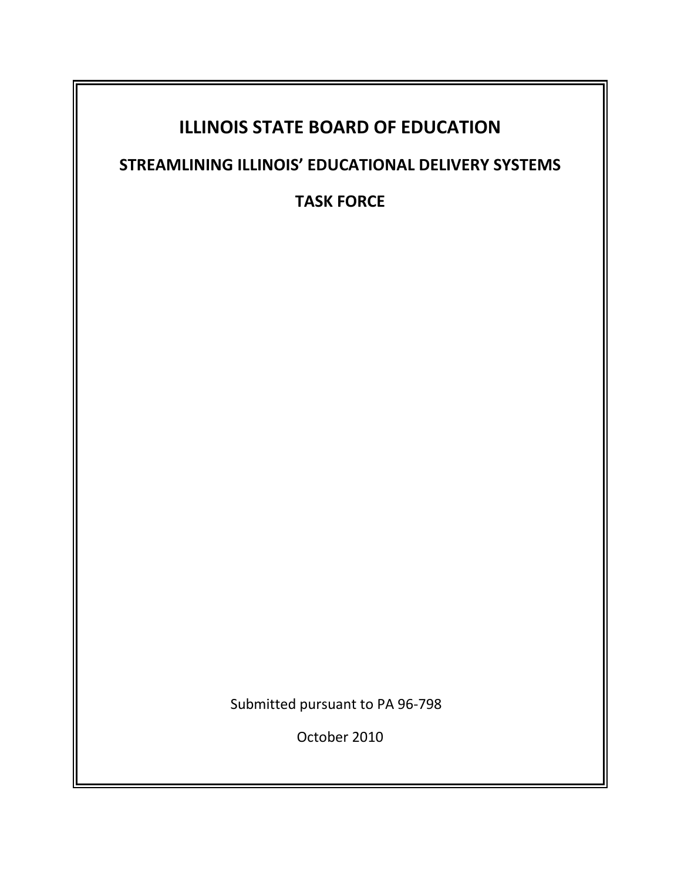# ILLINOIS STATE BOARD OF EDUCATION

## STREAMLINING ILLINOIS' EDUCATIONAL DELIVERY SYSTEMS

## TASK FORCE

Submitted pursuant to PA 96-798

October 2010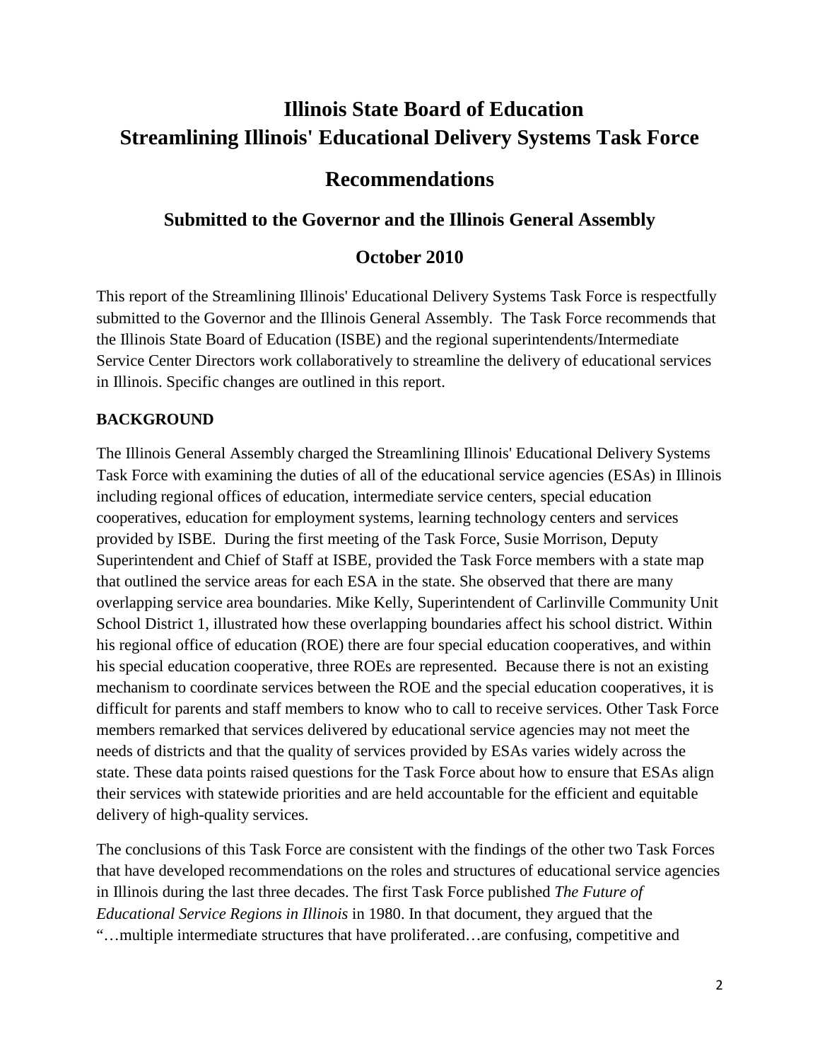# Illinois State Board of Education
# Streamlining Illinois' Educational Delivery Systems Task Force

## Recommendations

### Submitted to the Governor and the Illinois General Assembly

### October 2010

This report of the Streamlining Illinois' Educational Delivery Systems Task Force is respectfully submitted to the Governor and the Illinois General Assembly. The Task Force recommends that the Illinois State Board of Education (ISBE) and the regional superintendents/Intermediate Service Center Directors work collaboratively to streamline the delivery of educational services in Illinois. Specific changes are outlined in this report.

**BACKGROUND**

The Illinois General Assembly charged the Streamlining Illinois' Educational Delivery Systems Task Force with examining the duties of all of the educational service agencies (ESAs) in Illinois including regional offices of education, intermediate service centers, special education cooperatives, education for employment systems, learning technology centers and services provided by ISBE. During the first meeting of the Task Force, Susie Morrison, Deputy Superintendent and Chief of Staff at ISBE, provided the Task Force members with a state map that outlined the service areas for each ESA in the state. She observed that there are many overlapping service area boundaries. Mike Kelly, Superintendent of Carlinville Community Unit School District 1, illustrated how these overlapping boundaries affect his school district. Within his regional office of education (ROE) there are four special education cooperatives, and within his special education cooperative, three ROEs are represented. Because there is not an existing mechanism to coordinate services between the ROE and the special education cooperatives, it is difficult for parents and staff members to know who to call to receive services. Other Task Force members remarked that services delivered by educational service agencies may not meet the needs of districts and that the quality of services provided by ESAs varies widely across the state. These data points raised questions for the Task Force about how to ensure that ESAs align their services with statewide priorities and are held accountable for the efficient and equitable delivery of high-quality services.

The conclusions of this Task Force are consistent with the findings of the other two Task Forces that have developed recommendations on the roles and structures of educational service agencies in Illinois during the last three decades. The first Task Force published *The Future of Educational Service Regions in Illinois* in 1980. In that document, they argued that the "…multiple intermediate structures that have proliferated…are confusing, competitive and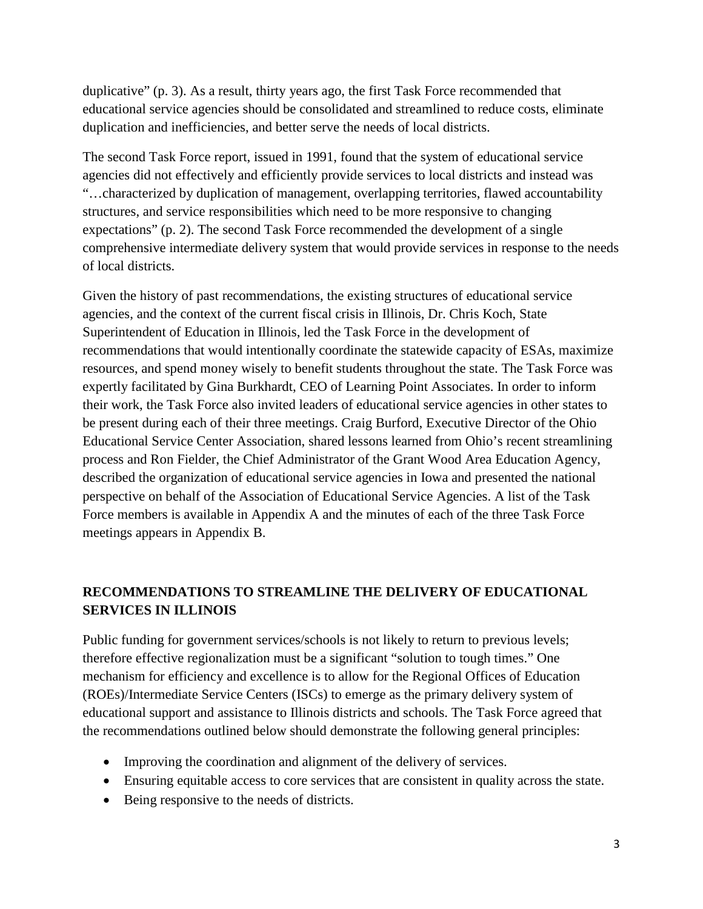duplicative" (p. 3). As a result, thirty years ago, the first Task Force recommended that educational service agencies should be consolidated and streamlined to reduce costs, eliminate duplication and inefficiencies, and better serve the needs of local districts.

The second Task Force report, issued in 1991, found that the system of educational service agencies did not effectively and efficiently provide services to local districts and instead was "…characterized by duplication of management, overlapping territories, flawed accountability structures, and service responsibilities which need to be more responsive to changing expectations" (p. 2). The second Task Force recommended the development of a single comprehensive intermediate delivery system that would provide services in response to the needs of local districts.

Given the history of past recommendations, the existing structures of educational service agencies, and the context of the current fiscal crisis in Illinois, Dr. Chris Koch, State Superintendent of Education in Illinois, led the Task Force in the development of recommendations that would intentionally coordinate the statewide capacity of ESAs, maximize resources, and spend money wisely to benefit students throughout the state. The Task Force was expertly facilitated by Gina Burkhardt, CEO of Learning Point Associates. In order to inform their work, the Task Force also invited leaders of educational service agencies in other states to be present during each of their three meetings. Craig Burford, Executive Director of the Ohio Educational Service Center Association, shared lessons learned from Ohio's recent streamlining process and Ron Fielder, the Chief Administrator of the Grant Wood Area Education Agency, described the organization of educational service agencies in Iowa and presented the national perspective on behalf of the Association of Educational Service Agencies. A list of the Task Force members is available in Appendix A and the minutes of each of the three Task Force meetings appears in Appendix B.

## RECOMMENDATIONS TO STREAMLINE THE DELIVERY OF EDUCATIONAL SERVICES IN ILLINOIS

Public funding for government services/schools is not likely to return to previous levels; therefore effective regionalization must be a significant "solution to tough times." One mechanism for efficiency and excellence is to allow for the Regional Offices of Education (ROEs)/Intermediate Service Centers (ISCs) to emerge as the primary delivery system of educational support and assistance to Illinois districts and schools. The Task Force agreed that the recommendations outlined below should demonstrate the following general principles:

- Improving the coordination and alignment of the delivery of services.
- Ensuring equitable access to core services that are consistent in quality across the state.
- Being responsive to the needs of districts.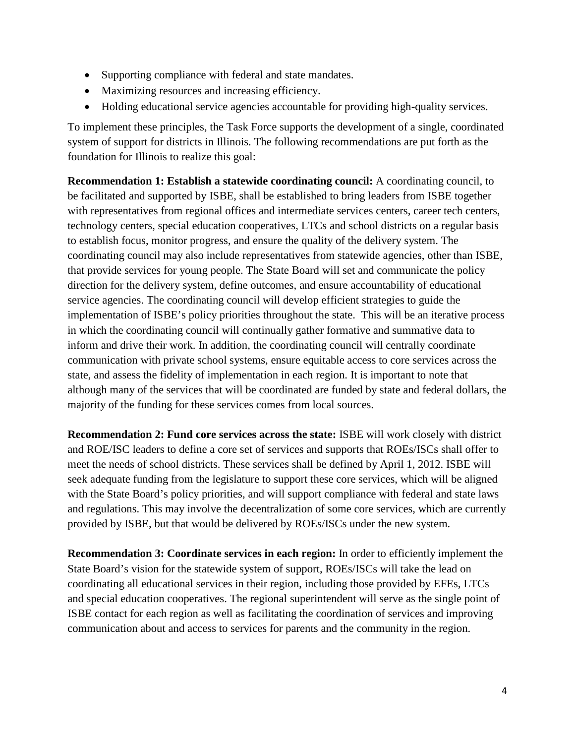- Supporting compliance with federal and state mandates.
- Maximizing resources and increasing efficiency.
- Holding educational service agencies accountable for providing high-quality services.

To implement these principles, the Task Force supports the development of a single, coordinated system of support for districts in Illinois. The following recommendations are put forth as the foundation for Illinois to realize this goal:

**Recommendation 1: Establish a statewide coordinating council:** A coordinating council, to be facilitated and supported by ISBE, shall be established to bring leaders from ISBE together with representatives from regional offices and intermediate services centers, career tech centers, technology centers, special education cooperatives, LTCs and school districts on a regular basis to establish focus, monitor progress, and ensure the quality of the delivery system. The coordinating council may also include representatives from statewide agencies, other than ISBE, that provide services for young people. The State Board will set and communicate the policy direction for the delivery system, define outcomes, and ensure accountability of educational service agencies. The coordinating council will develop efficient strategies to guide the implementation of ISBE's policy priorities throughout the state. This will be an iterative process in which the coordinating council will continually gather formative and summative data to inform and drive their work. In addition, the coordinating council will centrally coordinate communication with private school systems, ensure equitable access to core services across the state, and assess the fidelity of implementation in each region. It is important to note that although many of the services that will be coordinated are funded by state and federal dollars, the majority of the funding for these services comes from local sources.

**Recommendation 2: Fund core services across the state:** ISBE will work closely with district and ROE/ISC leaders to define a core set of services and supports that ROEs/ISCs shall offer to meet the needs of school districts. These services shall be defined by April 1, 2012. ISBE will seek adequate funding from the legislature to support these core services, which will be aligned with the State Board's policy priorities, and will support compliance with federal and state laws and regulations. This may involve the decentralization of some core services, which are currently provided by ISBE, but that would be delivered by ROEs/ISCs under the new system.

**Recommendation 3: Coordinate services in each region:** In order to efficiently implement the State Board's vision for the statewide system of support, ROEs/ISCs will take the lead on coordinating all educational services in their region, including those provided by EFEs, LTCs and special education cooperatives. The regional superintendent will serve as the single point of ISBE contact for each region as well as facilitating the coordination of services and improving communication about and access to services for parents and the community in the region.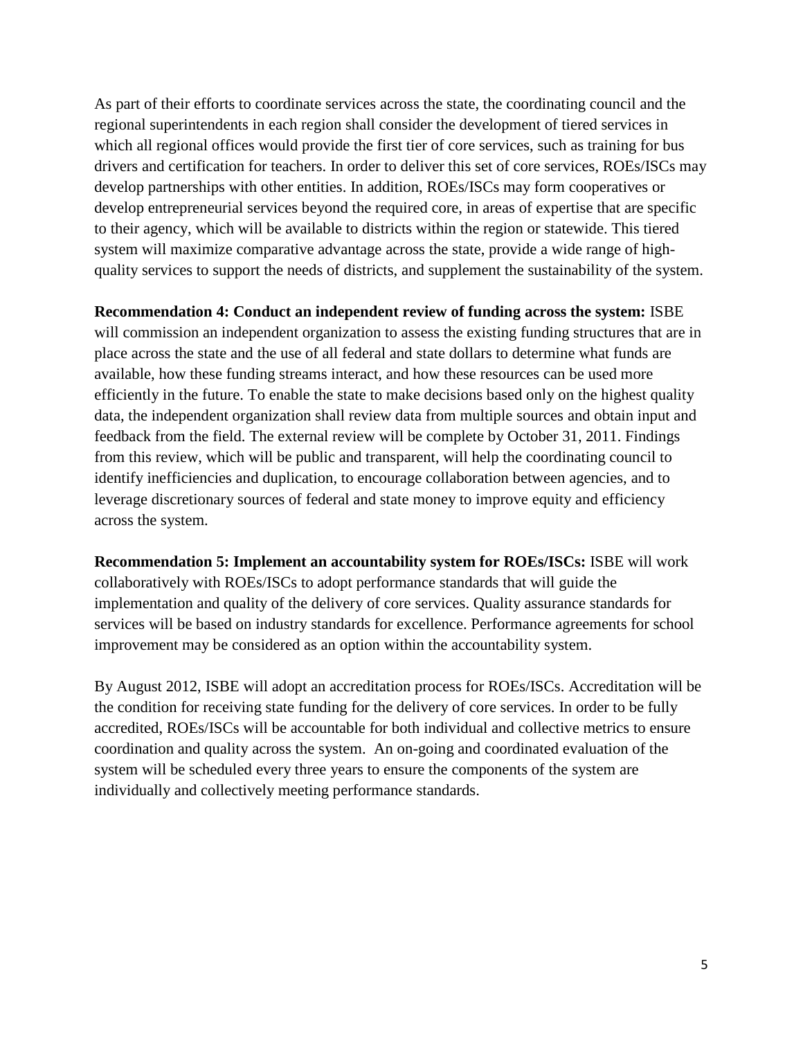As part of their efforts to coordinate services across the state, the coordinating council and the regional superintendents in each region shall consider the development of tiered services in which all regional offices would provide the first tier of core services, such as training for bus drivers and certification for teachers. In order to deliver this set of core services, ROEs/ISCs may develop partnerships with other entities. In addition, ROEs/ISCs may form cooperatives or develop entrepreneurial services beyond the required core, in areas of expertise that are specific to their agency, which will be available to districts within the region or statewide. This tiered system will maximize comparative advantage across the state, provide a wide range of high-quality services to support the needs of districts, and supplement the sustainability of the system.

**Recommendation 4: Conduct an independent review of funding across the system:** ISBE will commission an independent organization to assess the existing funding structures that are in place across the state and the use of all federal and state dollars to determine what funds are available, how these funding streams interact, and how these resources can be used more efficiently in the future. To enable the state to make decisions based only on the highest quality data, the independent organization shall review data from multiple sources and obtain input and feedback from the field. The external review will be complete by October 31, 2011. Findings from this review, which will be public and transparent, will help the coordinating council to identify inefficiencies and duplication, to encourage collaboration between agencies, and to leverage discretionary sources of federal and state money to improve equity and efficiency across the system.

**Recommendation 5: Implement an accountability system for ROEs/ISCs:** ISBE will work collaboratively with ROEs/ISCs to adopt performance standards that will guide the implementation and quality of the delivery of core services. Quality assurance standards for services will be based on industry standards for excellence. Performance agreements for school improvement may be considered as an option within the accountability system.

By August 2012, ISBE will adopt an accreditation process for ROEs/ISCs. Accreditation will be the condition for receiving state funding for the delivery of core services. In order to be fully accredited, ROEs/ISCs will be accountable for both individual and collective metrics to ensure coordination and quality across the system. An on-going and coordinated evaluation of the system will be scheduled every three years to ensure the components of the system are individually and collectively meeting performance standards.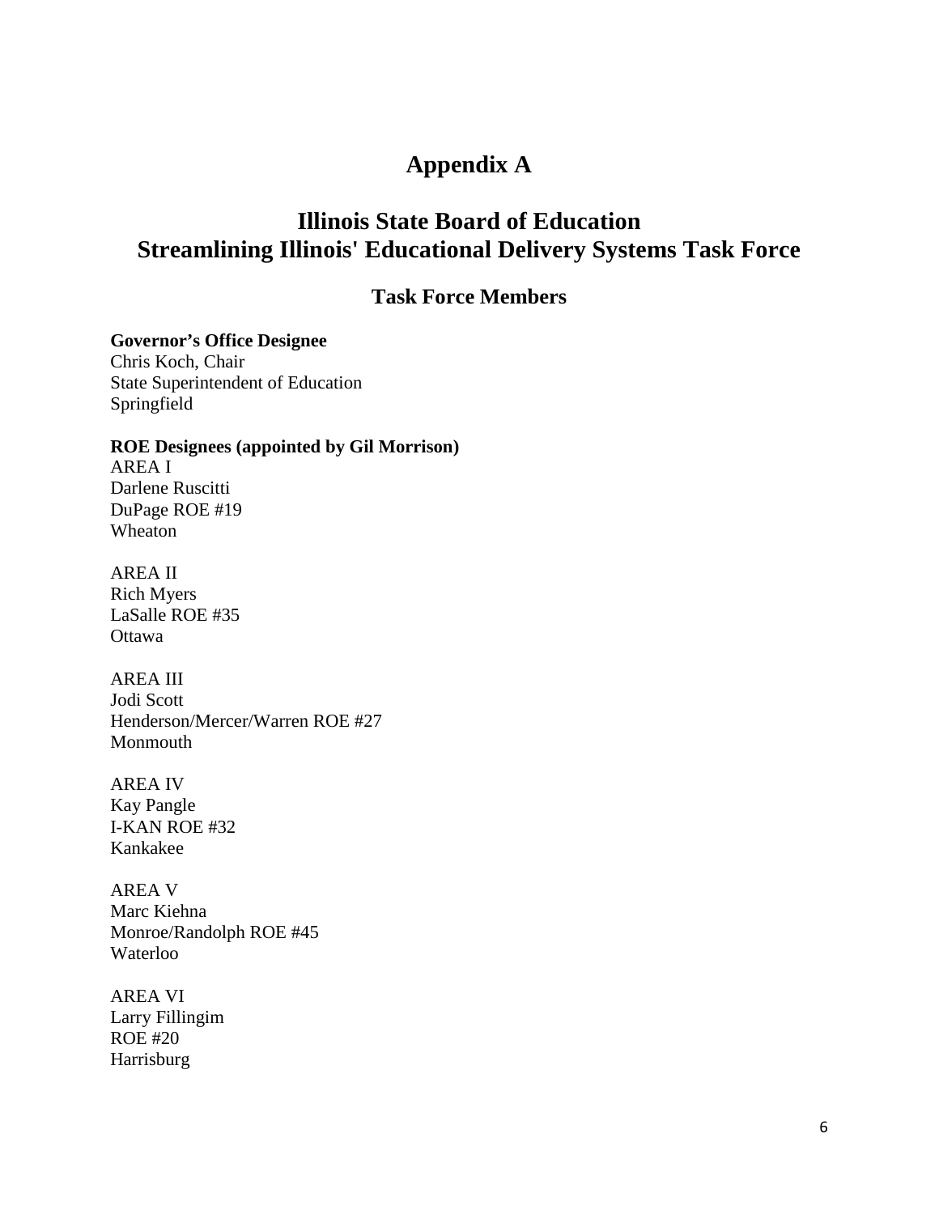# Appendix A

## Illinois State Board of Education
## Streamlining Illinois' Educational Delivery Systems Task Force

### Task Force Members

**Governor's Office Designee**
Chris Koch, Chair
State Superintendent of Education
Springfield

**ROE Designees (appointed by Gil Morrison)**
AREA I
Darlene Ruscitti
DuPage ROE #19
Wheaton

AREA II
Rich Myers
LaSalle ROE #35
Ottawa

AREA III
Jodi Scott
Henderson/Mercer/Warren ROE #27
Monmouth

AREA IV
Kay Pangle
I-KAN ROE #32
Kankakee

AREA V
Marc Kiehna
Monroe/Randolph ROE #45
Waterloo

AREA VI
Larry Fillingim
ROE #20
Harrisburg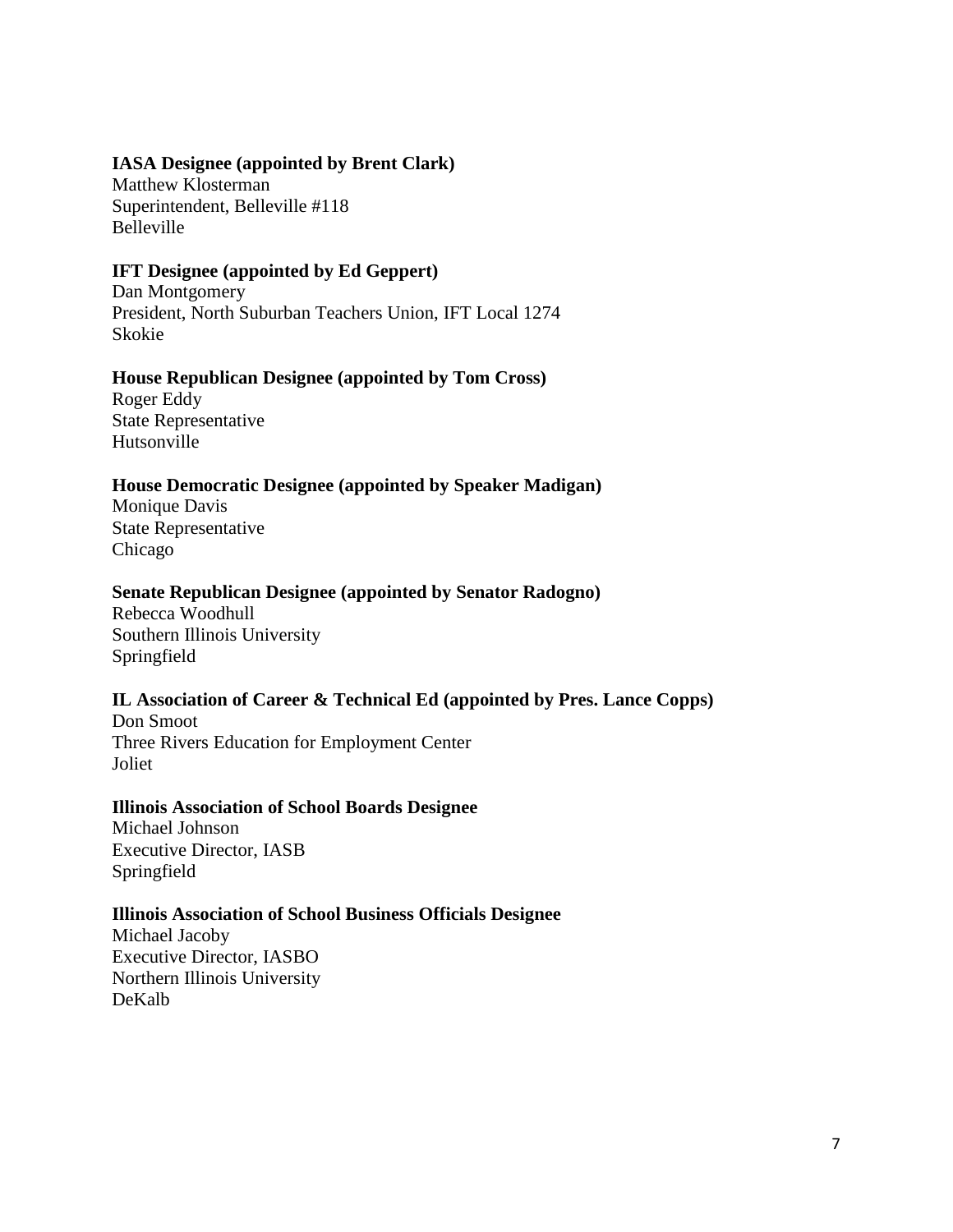**IASA Designee (appointed by Brent Clark)**
Matthew Klosterman
Superintendent, Belleville #118
Belleville

**IFT Designee (appointed by Ed Geppert)**
Dan Montgomery
President, North Suburban Teachers Union, IFT Local 1274
Skokie

**House Republican Designee (appointed by Tom Cross)**
Roger Eddy
State Representative
Hutsonville

**House Democratic Designee (appointed by Speaker Madigan)**
Monique Davis
State Representative
Chicago

**Senate Republican Designee (appointed by Senator Radogno)**
Rebecca Woodhull
Southern Illinois University
Springfield

**IL Association of Career & Technical Ed (appointed by Pres. Lance Copps)**
Don Smoot
Three Rivers Education for Employment Center
Joliet

**Illinois Association of School Boards Designee**
Michael Johnson
Executive Director, IASB
Springfield

**Illinois Association of School Business Officials Designee**
Michael Jacoby
Executive Director, IASBO
Northern Illinois University
DeKalb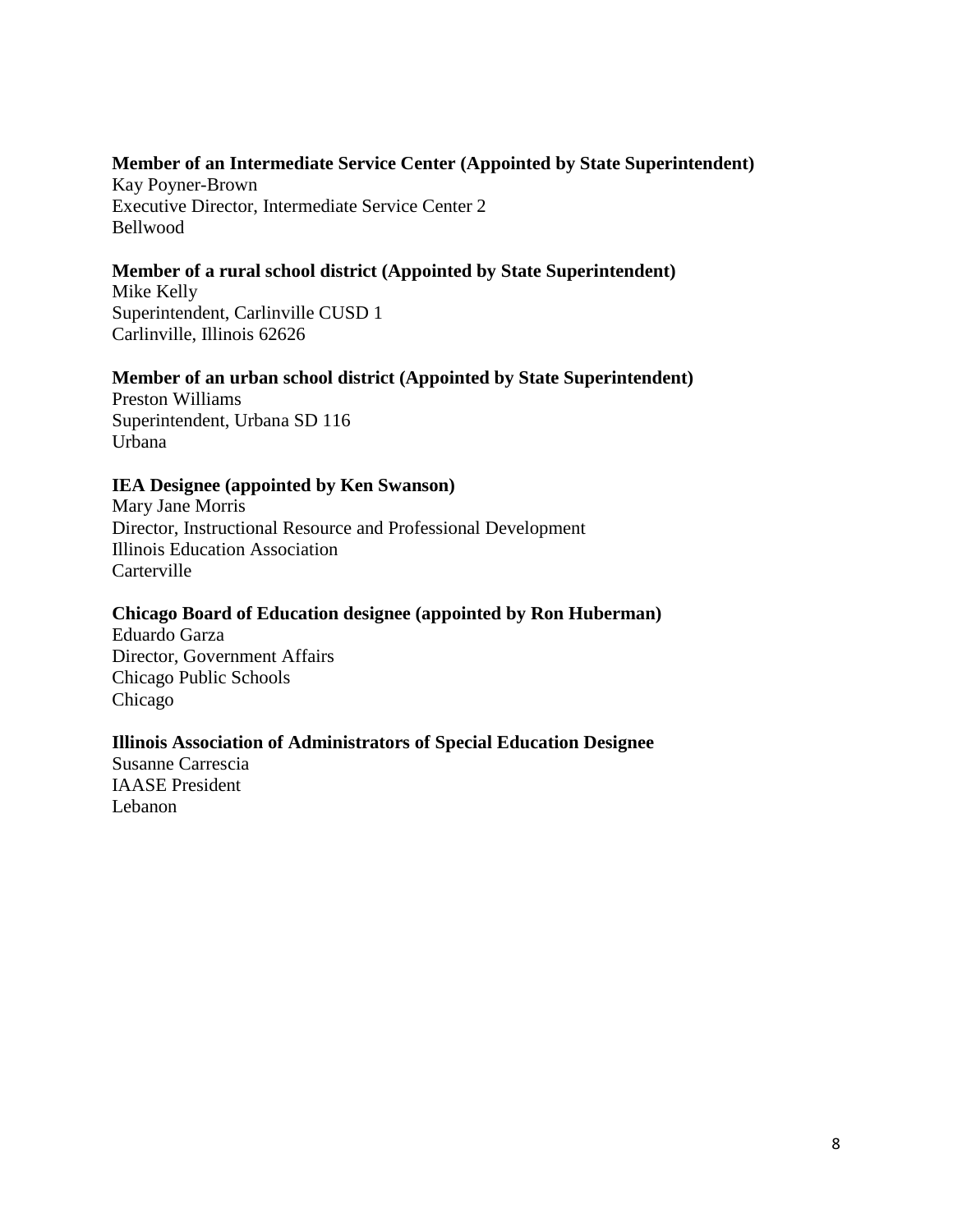**Member of an Intermediate Service Center (Appointed by State Superintendent)**
Kay Poyner-Brown
Executive Director, Intermediate Service Center 2
Bellwood

**Member of a rural school district (Appointed by State Superintendent)**
Mike Kelly
Superintendent, Carlinville CUSD 1
Carlinville, Illinois 62626

**Member of an urban school district (Appointed by State Superintendent)**
Preston Williams
Superintendent, Urbana SD 116
Urbana

**IEA Designee (appointed by Ken Swanson)**
Mary Jane Morris
Director, Instructional Resource and Professional Development
Illinois Education Association
Carterville

**Chicago Board of Education designee (appointed by Ron Huberman)**
Eduardo Garza
Director, Government Affairs
Chicago Public Schools
Chicago

**Illinois Association of Administrators of Special Education Designee**
Susanne Carrescia
IAASE President
Lebanon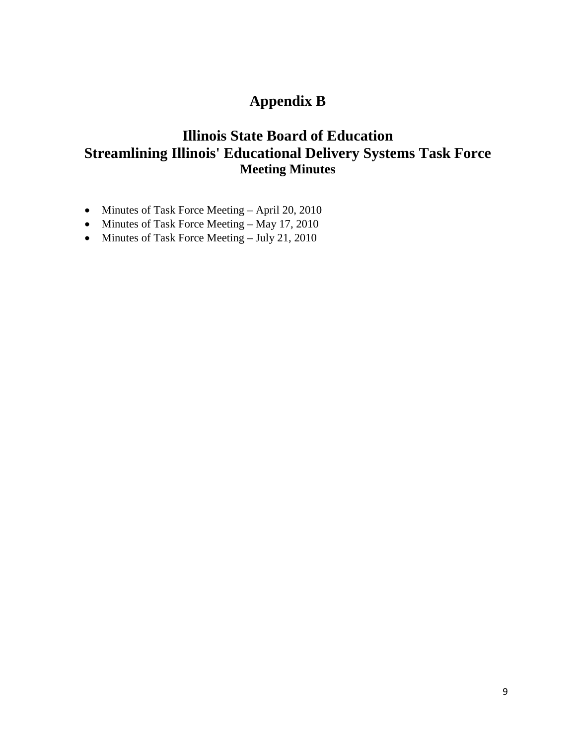# Appendix B

## Illinois State Board of Education
## Streamlining Illinois' Educational Delivery Systems Task Force
### Meeting Minutes

- Minutes of Task Force Meeting – April 20, 2010
- Minutes of Task Force Meeting – May 17, 2010
- Minutes of Task Force Meeting – July 21, 2010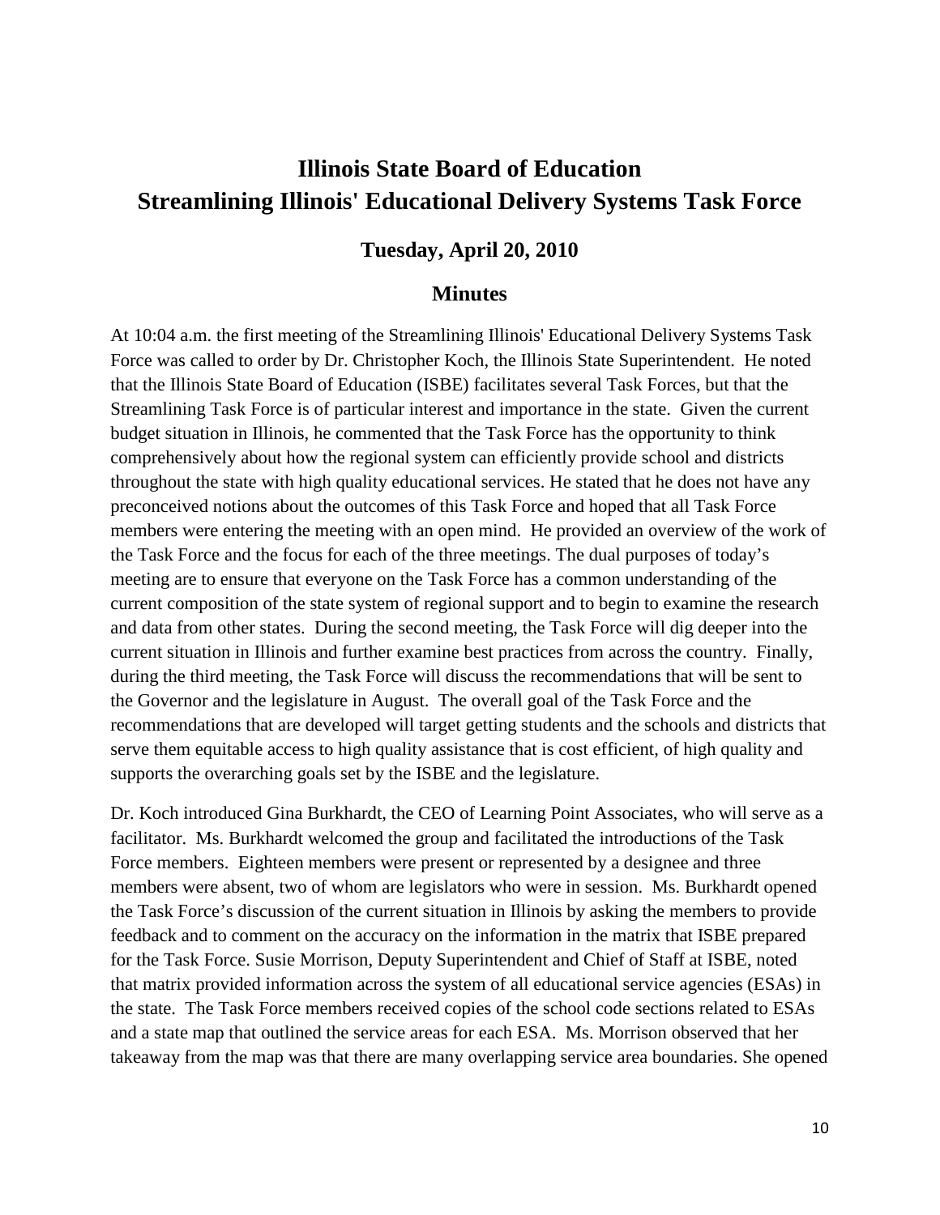# Illinois State Board of Education
# Streamlining Illinois' Educational Delivery Systems Task Force

## Tuesday, April 20, 2010

## Minutes

At 10:04 a.m. the first meeting of the Streamlining Illinois' Educational Delivery Systems Task Force was called to order by Dr. Christopher Koch, the Illinois State Superintendent. He noted that the Illinois State Board of Education (ISBE) facilitates several Task Forces, but that the Streamlining Task Force is of particular interest and importance in the state. Given the current budget situation in Illinois, he commented that the Task Force has the opportunity to think comprehensively about how the regional system can efficiently provide school and districts throughout the state with high quality educational services. He stated that he does not have any preconceived notions about the outcomes of this Task Force and hoped that all Task Force members were entering the meeting with an open mind. He provided an overview of the work of the Task Force and the focus for each of the three meetings. The dual purposes of today's meeting are to ensure that everyone on the Task Force has a common understanding of the current composition of the state system of regional support and to begin to examine the research and data from other states. During the second meeting, the Task Force will dig deeper into the current situation in Illinois and further examine best practices from across the country. Finally, during the third meeting, the Task Force will discuss the recommendations that will be sent to the Governor and the legislature in August. The overall goal of the Task Force and the recommendations that are developed will target getting students and the schools and districts that serve them equitable access to high quality assistance that is cost efficient, of high quality and supports the overarching goals set by the ISBE and the legislature.

Dr. Koch introduced Gina Burkhardt, the CEO of Learning Point Associates, who will serve as a facilitator. Ms. Burkhardt welcomed the group and facilitated the introductions of the Task Force members. Eighteen members were present or represented by a designee and three members were absent, two of whom are legislators who were in session. Ms. Burkhardt opened the Task Force's discussion of the current situation in Illinois by asking the members to provide feedback and to comment on the accuracy on the information in the matrix that ISBE prepared for the Task Force. Susie Morrison, Deputy Superintendent and Chief of Staff at ISBE, noted that matrix provided information across the system of all educational service agencies (ESAs) in the state. The Task Force members received copies of the school code sections related to ESAs and a state map that outlined the service areas for each ESA. Ms. Morrison observed that her takeaway from the map was that there are many overlapping service area boundaries. She opened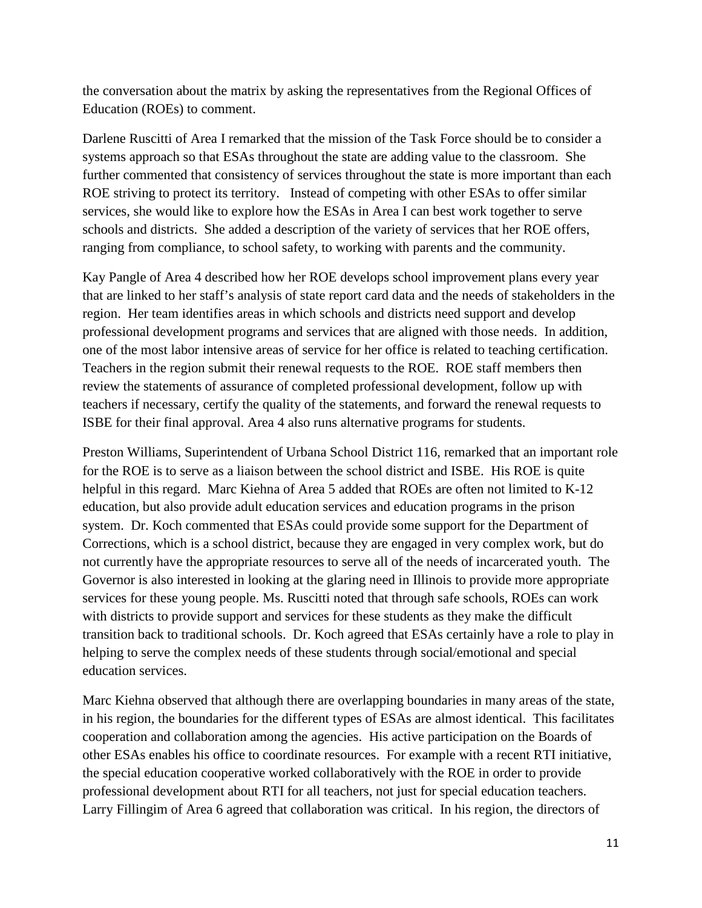the conversation about the matrix by asking the representatives from the Regional Offices of Education (ROEs) to comment.

Darlene Ruscitti of Area I remarked that the mission of the Task Force should be to consider a systems approach so that ESAs throughout the state are adding value to the classroom. She further commented that consistency of services throughout the state is more important than each ROE striving to protect its territory. Instead of competing with other ESAs to offer similar services, she would like to explore how the ESAs in Area I can best work together to serve schools and districts. She added a description of the variety of services that her ROE offers, ranging from compliance, to school safety, to working with parents and the community.

Kay Pangle of Area 4 described how her ROE develops school improvement plans every year that are linked to her staff's analysis of state report card data and the needs of stakeholders in the region. Her team identifies areas in which schools and districts need support and develop professional development programs and services that are aligned with those needs. In addition, one of the most labor intensive areas of service for her office is related to teaching certification. Teachers in the region submit their renewal requests to the ROE. ROE staff members then review the statements of assurance of completed professional development, follow up with teachers if necessary, certify the quality of the statements, and forward the renewal requests to ISBE for their final approval. Area 4 also runs alternative programs for students.

Preston Williams, Superintendent of Urbana School District 116, remarked that an important role for the ROE is to serve as a liaison between the school district and ISBE. His ROE is quite helpful in this regard. Marc Kiehna of Area 5 added that ROEs are often not limited to K-12 education, but also provide adult education services and education programs in the prison system. Dr. Koch commented that ESAs could provide some support for the Department of Corrections, which is a school district, because they are engaged in very complex work, but do not currently have the appropriate resources to serve all of the needs of incarcerated youth. The Governor is also interested in looking at the glaring need in Illinois to provide more appropriate services for these young people. Ms. Ruscitti noted that through safe schools, ROEs can work with districts to provide support and services for these students as they make the difficult transition back to traditional schools. Dr. Koch agreed that ESAs certainly have a role to play in helping to serve the complex needs of these students through social/emotional and special education services.

Marc Kiehna observed that although there are overlapping boundaries in many areas of the state, in his region, the boundaries for the different types of ESAs are almost identical. This facilitates cooperation and collaboration among the agencies. His active participation on the Boards of other ESAs enables his office to coordinate resources. For example with a recent RTI initiative, the special education cooperative worked collaboratively with the ROE in order to provide professional development about RTI for all teachers, not just for special education teachers. Larry Fillingim of Area 6 agreed that collaboration was critical. In his region, the directors of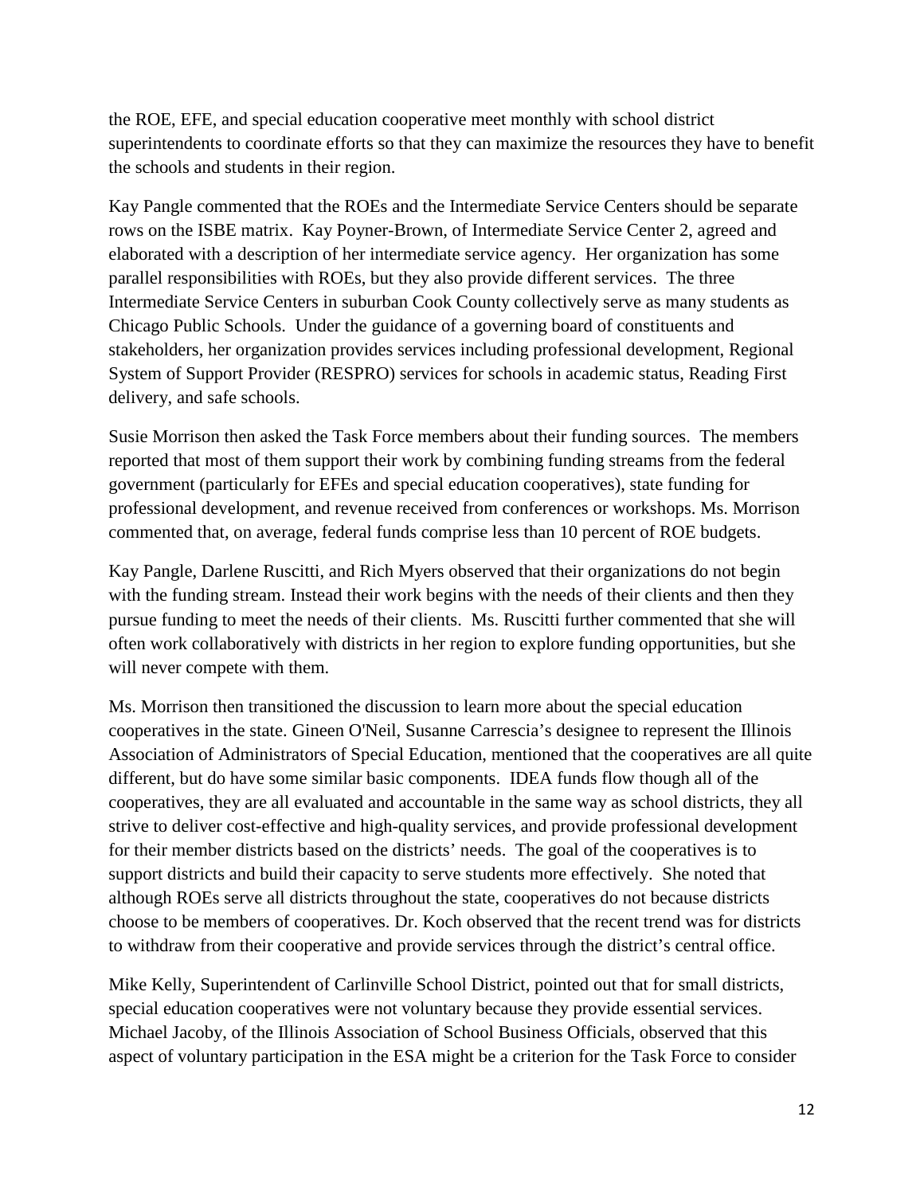the ROE, EFE, and special education cooperative meet monthly with school district superintendents to coordinate efforts so that they can maximize the resources they have to benefit the schools and students in their region.

Kay Pangle commented that the ROEs and the Intermediate Service Centers should be separate rows on the ISBE matrix. Kay Poyner-Brown, of Intermediate Service Center 2, agreed and elaborated with a description of her intermediate service agency. Her organization has some parallel responsibilities with ROEs, but they also provide different services. The three Intermediate Service Centers in suburban Cook County collectively serve as many students as Chicago Public Schools. Under the guidance of a governing board of constituents and stakeholders, her organization provides services including professional development, Regional System of Support Provider (RESPRO) services for schools in academic status, Reading First delivery, and safe schools.

Susie Morrison then asked the Task Force members about their funding sources. The members reported that most of them support their work by combining funding streams from the federal government (particularly for EFEs and special education cooperatives), state funding for professional development, and revenue received from conferences or workshops. Ms. Morrison commented that, on average, federal funds comprise less than 10 percent of ROE budgets.

Kay Pangle, Darlene Ruscitti, and Rich Myers observed that their organizations do not begin with the funding stream. Instead their work begins with the needs of their clients and then they pursue funding to meet the needs of their clients. Ms. Ruscitti further commented that she will often work collaboratively with districts in her region to explore funding opportunities, but she will never compete with them.

Ms. Morrison then transitioned the discussion to learn more about the special education cooperatives in the state. Gineen O'Neil, Susanne Carrescia's designee to represent the Illinois Association of Administrators of Special Education, mentioned that the cooperatives are all quite different, but do have some similar basic components. IDEA funds flow though all of the cooperatives, they are all evaluated and accountable in the same way as school districts, they all strive to deliver cost-effective and high-quality services, and provide professional development for their member districts based on the districts' needs. The goal of the cooperatives is to support districts and build their capacity to serve students more effectively. She noted that although ROEs serve all districts throughout the state, cooperatives do not because districts choose to be members of cooperatives. Dr. Koch observed that the recent trend was for districts to withdraw from their cooperative and provide services through the district's central office.

Mike Kelly, Superintendent of Carlinville School District, pointed out that for small districts, special education cooperatives were not voluntary because they provide essential services. Michael Jacoby, of the Illinois Association of School Business Officials, observed that this aspect of voluntary participation in the ESA might be a criterion for the Task Force to consider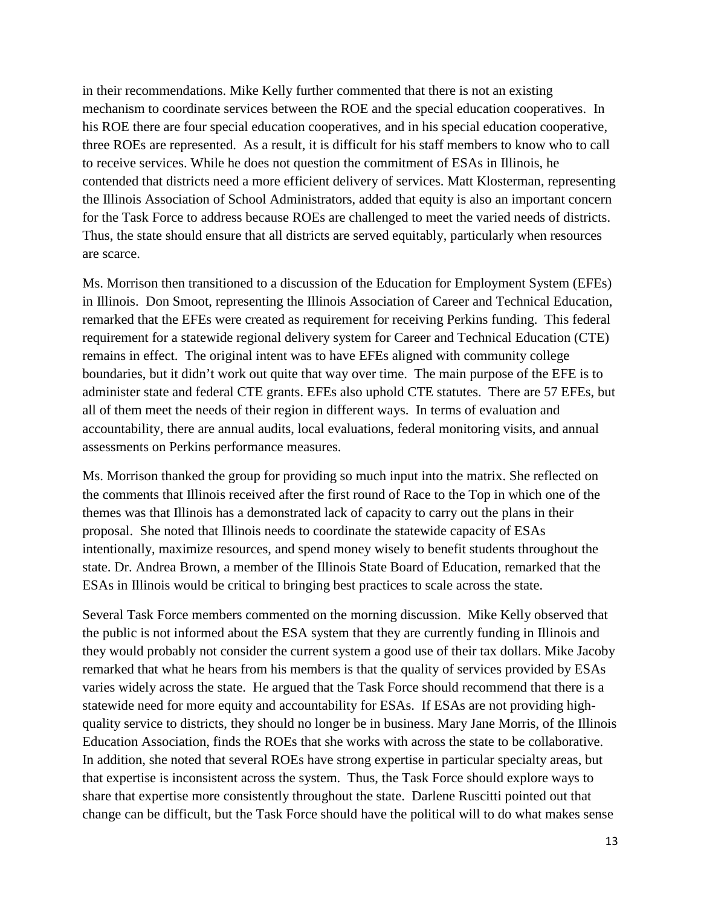in their recommendations. Mike Kelly further commented that there is not an existing mechanism to coordinate services between the ROE and the special education cooperatives. In his ROE there are four special education cooperatives, and in his special education cooperative, three ROEs are represented. As a result, it is difficult for his staff members to know who to call to receive services. While he does not question the commitment of ESAs in Illinois, he contended that districts need a more efficient delivery of services. Matt Klosterman, representing the Illinois Association of School Administrators, added that equity is also an important concern for the Task Force to address because ROEs are challenged to meet the varied needs of districts. Thus, the state should ensure that all districts are served equitably, particularly when resources are scarce.

Ms. Morrison then transitioned to a discussion of the Education for Employment System (EFEs) in Illinois. Don Smoot, representing the Illinois Association of Career and Technical Education, remarked that the EFEs were created as requirement for receiving Perkins funding. This federal requirement for a statewide regional delivery system for Career and Technical Education (CTE) remains in effect. The original intent was to have EFEs aligned with community college boundaries, but it didn't work out quite that way over time. The main purpose of the EFE is to administer state and federal CTE grants. EFEs also uphold CTE statutes. There are 57 EFEs, but all of them meet the needs of their region in different ways. In terms of evaluation and accountability, there are annual audits, local evaluations, federal monitoring visits, and annual assessments on Perkins performance measures.

Ms. Morrison thanked the group for providing so much input into the matrix. She reflected on the comments that Illinois received after the first round of Race to the Top in which one of the themes was that Illinois has a demonstrated lack of capacity to carry out the plans in their proposal. She noted that Illinois needs to coordinate the statewide capacity of ESAs intentionally, maximize resources, and spend money wisely to benefit students throughout the state. Dr. Andrea Brown, a member of the Illinois State Board of Education, remarked that the ESAs in Illinois would be critical to bringing best practices to scale across the state.

Several Task Force members commented on the morning discussion. Mike Kelly observed that the public is not informed about the ESA system that they are currently funding in Illinois and they would probably not consider the current system a good use of their tax dollars. Mike Jacoby remarked that what he hears from his members is that the quality of services provided by ESAs varies widely across the state. He argued that the Task Force should recommend that there is a statewide need for more equity and accountability for ESAs. If ESAs are not providing high-quality service to districts, they should no longer be in business. Mary Jane Morris, of the Illinois Education Association, finds the ROEs that she works with across the state to be collaborative. In addition, she noted that several ROEs have strong expertise in particular specialty areas, but that expertise is inconsistent across the system. Thus, the Task Force should explore ways to share that expertise more consistently throughout the state. Darlene Ruscitti pointed out that change can be difficult, but the Task Force should have the political will to do what makes sense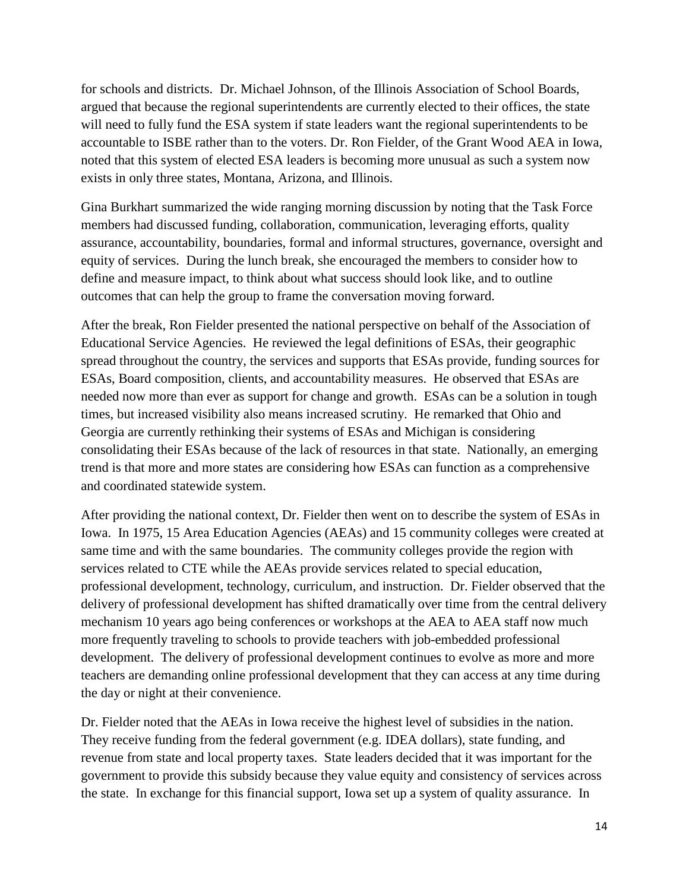for schools and districts. Dr. Michael Johnson, of the Illinois Association of School Boards, argued that because the regional superintendents are currently elected to their offices, the state will need to fully fund the ESA system if state leaders want the regional superintendents to be accountable to ISBE rather than to the voters. Dr. Ron Fielder, of the Grant Wood AEA in Iowa, noted that this system of elected ESA leaders is becoming more unusual as such a system now exists in only three states, Montana, Arizona, and Illinois.

Gina Burkhart summarized the wide ranging morning discussion by noting that the Task Force members had discussed funding, collaboration, communication, leveraging efforts, quality assurance, accountability, boundaries, formal and informal structures, governance, oversight and equity of services. During the lunch break, she encouraged the members to consider how to define and measure impact, to think about what success should look like, and to outline outcomes that can help the group to frame the conversation moving forward.

After the break, Ron Fielder presented the national perspective on behalf of the Association of Educational Service Agencies. He reviewed the legal definitions of ESAs, their geographic spread throughout the country, the services and supports that ESAs provide, funding sources for ESAs, Board composition, clients, and accountability measures. He observed that ESAs are needed now more than ever as support for change and growth. ESAs can be a solution in tough times, but increased visibility also means increased scrutiny. He remarked that Ohio and Georgia are currently rethinking their systems of ESAs and Michigan is considering consolidating their ESAs because of the lack of resources in that state. Nationally, an emerging trend is that more and more states are considering how ESAs can function as a comprehensive and coordinated statewide system.

After providing the national context, Dr. Fielder then went on to describe the system of ESAs in Iowa. In 1975, 15 Area Education Agencies (AEAs) and 15 community colleges were created at same time and with the same boundaries. The community colleges provide the region with services related to CTE while the AEAs provide services related to special education, professional development, technology, curriculum, and instruction. Dr. Fielder observed that the delivery of professional development has shifted dramatically over time from the central delivery mechanism 10 years ago being conferences or workshops at the AEA to AEA staff now much more frequently traveling to schools to provide teachers with job-embedded professional development. The delivery of professional development continues to evolve as more and more teachers are demanding online professional development that they can access at any time during the day or night at their convenience.

Dr. Fielder noted that the AEAs in Iowa receive the highest level of subsidies in the nation. They receive funding from the federal government (e.g. IDEA dollars), state funding, and revenue from state and local property taxes. State leaders decided that it was important for the government to provide this subsidy because they value equity and consistency of services across the state. In exchange for this financial support, Iowa set up a system of quality assurance. In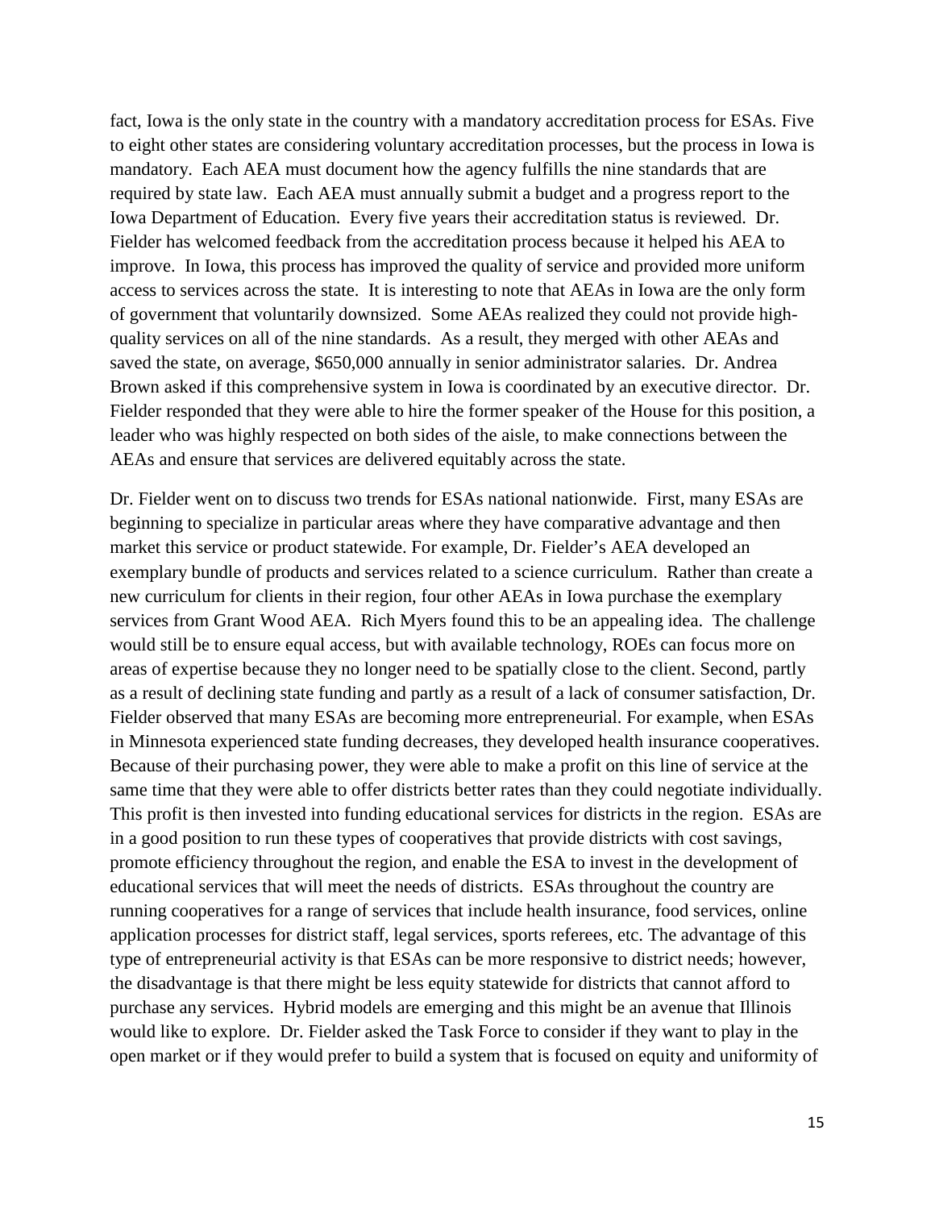fact, Iowa is the only state in the country with a mandatory accreditation process for ESAs. Five to eight other states are considering voluntary accreditation processes, but the process in Iowa is mandatory. Each AEA must document how the agency fulfills the nine standards that are required by state law. Each AEA must annually submit a budget and a progress report to the Iowa Department of Education. Every five years their accreditation status is reviewed. Dr. Fielder has welcomed feedback from the accreditation process because it helped his AEA to improve. In Iowa, this process has improved the quality of service and provided more uniform access to services across the state. It is interesting to note that AEAs in Iowa are the only form of government that voluntarily downsized. Some AEAs realized they could not provide high-quality services on all of the nine standards. As a result, they merged with other AEAs and saved the state, on average, $650,000 annually in senior administrator salaries. Dr. Andrea Brown asked if this comprehensive system in Iowa is coordinated by an executive director. Dr. Fielder responded that they were able to hire the former speaker of the House for this position, a leader who was highly respected on both sides of the aisle, to make connections between the AEAs and ensure that services are delivered equitably across the state.

Dr. Fielder went on to discuss two trends for ESAs national nationwide. First, many ESAs are beginning to specialize in particular areas where they have comparative advantage and then market this service or product statewide. For example, Dr. Fielder's AEA developed an exemplary bundle of products and services related to a science curriculum. Rather than create a new curriculum for clients in their region, four other AEAs in Iowa purchase the exemplary services from Grant Wood AEA. Rich Myers found this to be an appealing idea. The challenge would still be to ensure equal access, but with available technology, ROEs can focus more on areas of expertise because they no longer need to be spatially close to the client. Second, partly as a result of declining state funding and partly as a result of a lack of consumer satisfaction, Dr. Fielder observed that many ESAs are becoming more entrepreneurial. For example, when ESAs in Minnesota experienced state funding decreases, they developed health insurance cooperatives. Because of their purchasing power, they were able to make a profit on this line of service at the same time that they were able to offer districts better rates than they could negotiate individually. This profit is then invested into funding educational services for districts in the region. ESAs are in a good position to run these types of cooperatives that provide districts with cost savings, promote efficiency throughout the region, and enable the ESA to invest in the development of educational services that will meet the needs of districts. ESAs throughout the country are running cooperatives for a range of services that include health insurance, food services, online application processes for district staff, legal services, sports referees, etc. The advantage of this type of entrepreneurial activity is that ESAs can be more responsive to district needs; however, the disadvantage is that there might be less equity statewide for districts that cannot afford to purchase any services. Hybrid models are emerging and this might be an avenue that Illinois would like to explore. Dr. Fielder asked the Task Force to consider if they want to play in the open market or if they would prefer to build a system that is focused on equity and uniformity of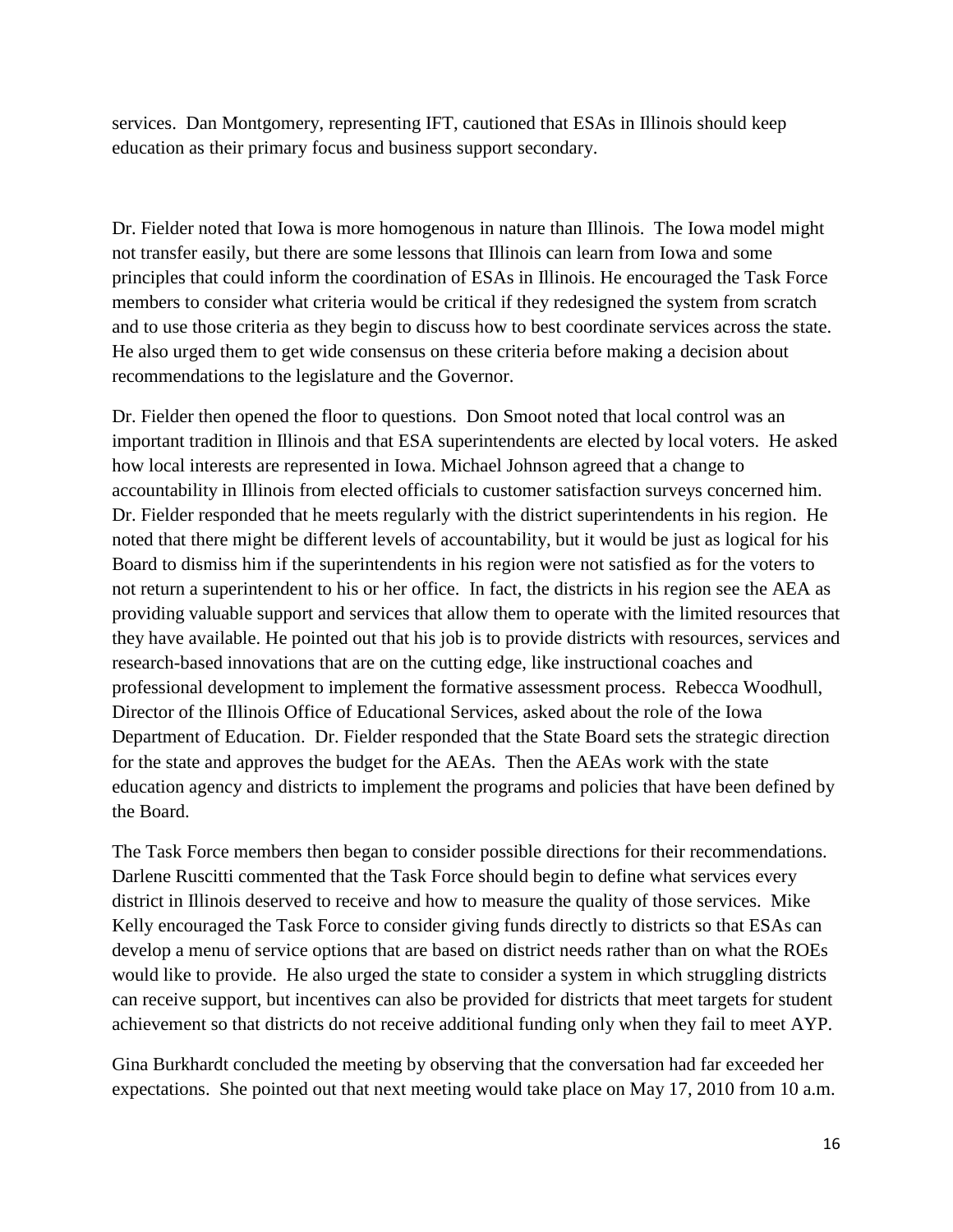services. Dan Montgomery, representing IFT, cautioned that ESAs in Illinois should keep education as their primary focus and business support secondary.

Dr. Fielder noted that Iowa is more homogenous in nature than Illinois. The Iowa model might not transfer easily, but there are some lessons that Illinois can learn from Iowa and some principles that could inform the coordination of ESAs in Illinois. He encouraged the Task Force members to consider what criteria would be critical if they redesigned the system from scratch and to use those criteria as they begin to discuss how to best coordinate services across the state. He also urged them to get wide consensus on these criteria before making a decision about recommendations to the legislature and the Governor.

Dr. Fielder then opened the floor to questions. Don Smoot noted that local control was an important tradition in Illinois and that ESA superintendents are elected by local voters. He asked how local interests are represented in Iowa. Michael Johnson agreed that a change to accountability in Illinois from elected officials to customer satisfaction surveys concerned him. Dr. Fielder responded that he meets regularly with the district superintendents in his region. He noted that there might be different levels of accountability, but it would be just as logical for his Board to dismiss him if the superintendents in his region were not satisfied as for the voters to not return a superintendent to his or her office. In fact, the districts in his region see the AEA as providing valuable support and services that allow them to operate with the limited resources that they have available. He pointed out that his job is to provide districts with resources, services and research-based innovations that are on the cutting edge, like instructional coaches and professional development to implement the formative assessment process. Rebecca Woodhull, Director of the Illinois Office of Educational Services, asked about the role of the Iowa Department of Education. Dr. Fielder responded that the State Board sets the strategic direction for the state and approves the budget for the AEAs. Then the AEAs work with the state education agency and districts to implement the programs and policies that have been defined by the Board.

The Task Force members then began to consider possible directions for their recommendations. Darlene Ruscitti commented that the Task Force should begin to define what services every district in Illinois deserved to receive and how to measure the quality of those services. Mike Kelly encouraged the Task Force to consider giving funds directly to districts so that ESAs can develop a menu of service options that are based on district needs rather than on what the ROEs would like to provide. He also urged the state to consider a system in which struggling districts can receive support, but incentives can also be provided for districts that meet targets for student achievement so that districts do not receive additional funding only when they fail to meet AYP.

Gina Burkhardt concluded the meeting by observing that the conversation had far exceeded her expectations. She pointed out that next meeting would take place on May 17, 2010 from 10 a.m.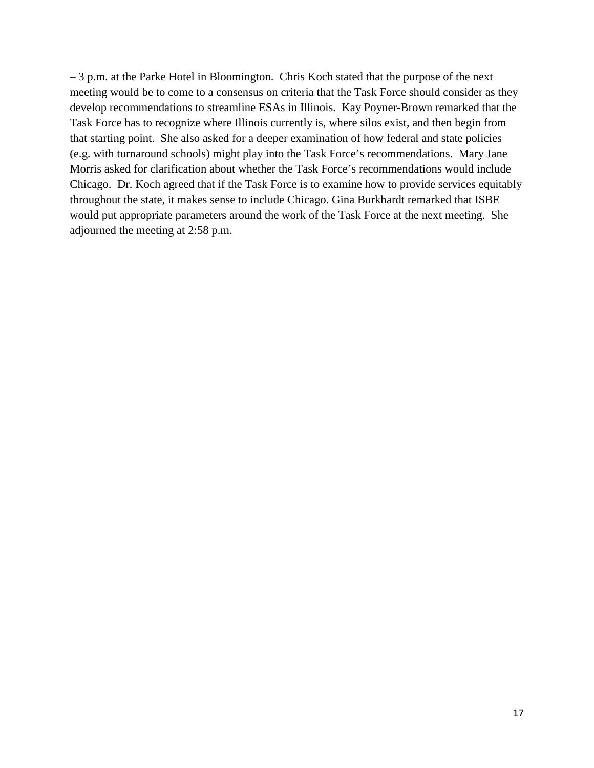– 3 p.m. at the Parke Hotel in Bloomington. Chris Koch stated that the purpose of the next meeting would be to come to a consensus on criteria that the Task Force should consider as they develop recommendations to streamline ESAs in Illinois. Kay Poyner-Brown remarked that the Task Force has to recognize where Illinois currently is, where silos exist, and then begin from that starting point. She also asked for a deeper examination of how federal and state policies (e.g. with turnaround schools) might play into the Task Force's recommendations. Mary Jane Morris asked for clarification about whether the Task Force's recommendations would include Chicago. Dr. Koch agreed that if the Task Force is to examine how to provide services equitably throughout the state, it makes sense to include Chicago. Gina Burkhardt remarked that ISBE would put appropriate parameters around the work of the Task Force at the next meeting. She adjourned the meeting at 2:58 p.m.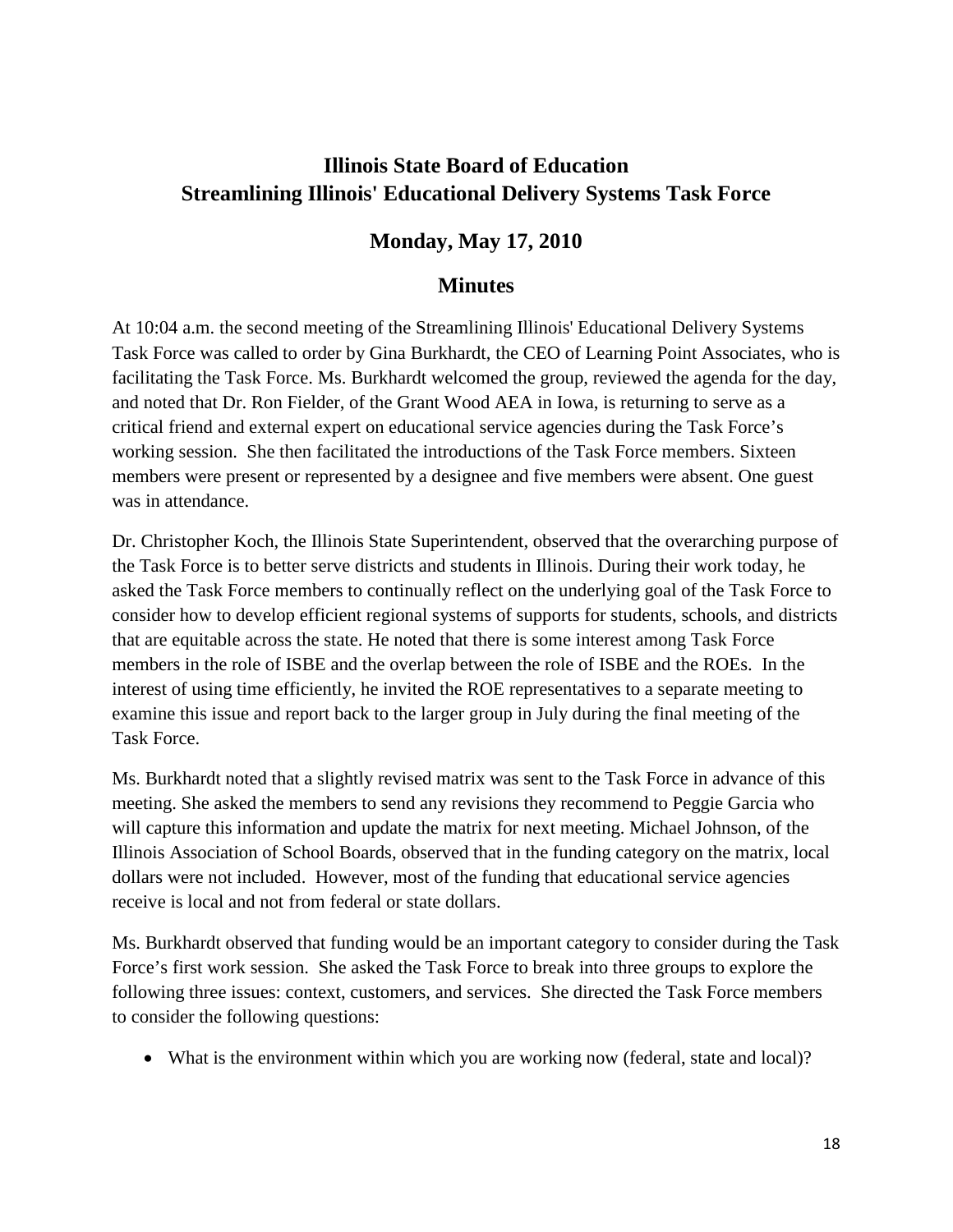# Illinois State Board of Education
# Streamlining Illinois' Educational Delivery Systems Task Force

## Monday, May 17, 2010

## Minutes

At 10:04 a.m. the second meeting of the Streamlining Illinois' Educational Delivery Systems Task Force was called to order by Gina Burkhardt, the CEO of Learning Point Associates, who is facilitating the Task Force. Ms. Burkhardt welcomed the group, reviewed the agenda for the day, and noted that Dr. Ron Fielder, of the Grant Wood AEA in Iowa, is returning to serve as a critical friend and external expert on educational service agencies during the Task Force's working session. She then facilitated the introductions of the Task Force members. Sixteen members were present or represented by a designee and five members were absent. One guest was in attendance.

Dr. Christopher Koch, the Illinois State Superintendent, observed that the overarching purpose of the Task Force is to better serve districts and students in Illinois. During their work today, he asked the Task Force members to continually reflect on the underlying goal of the Task Force to consider how to develop efficient regional systems of supports for students, schools, and districts that are equitable across the state. He noted that there is some interest among Task Force members in the role of ISBE and the overlap between the role of ISBE and the ROEs. In the interest of using time efficiently, he invited the ROE representatives to a separate meeting to examine this issue and report back to the larger group in July during the final meeting of the Task Force.

Ms. Burkhardt noted that a slightly revised matrix was sent to the Task Force in advance of this meeting. She asked the members to send any revisions they recommend to Peggie Garcia who will capture this information and update the matrix for next meeting. Michael Johnson, of the Illinois Association of School Boards, observed that in the funding category on the matrix, local dollars were not included. However, most of the funding that educational service agencies receive is local and not from federal or state dollars.

Ms. Burkhardt observed that funding would be an important category to consider during the Task Force's first work session. She asked the Task Force to break into three groups to explore the following three issues: context, customers, and services. She directed the Task Force members to consider the following questions:

- What is the environment within which you are working now (federal, state and local)?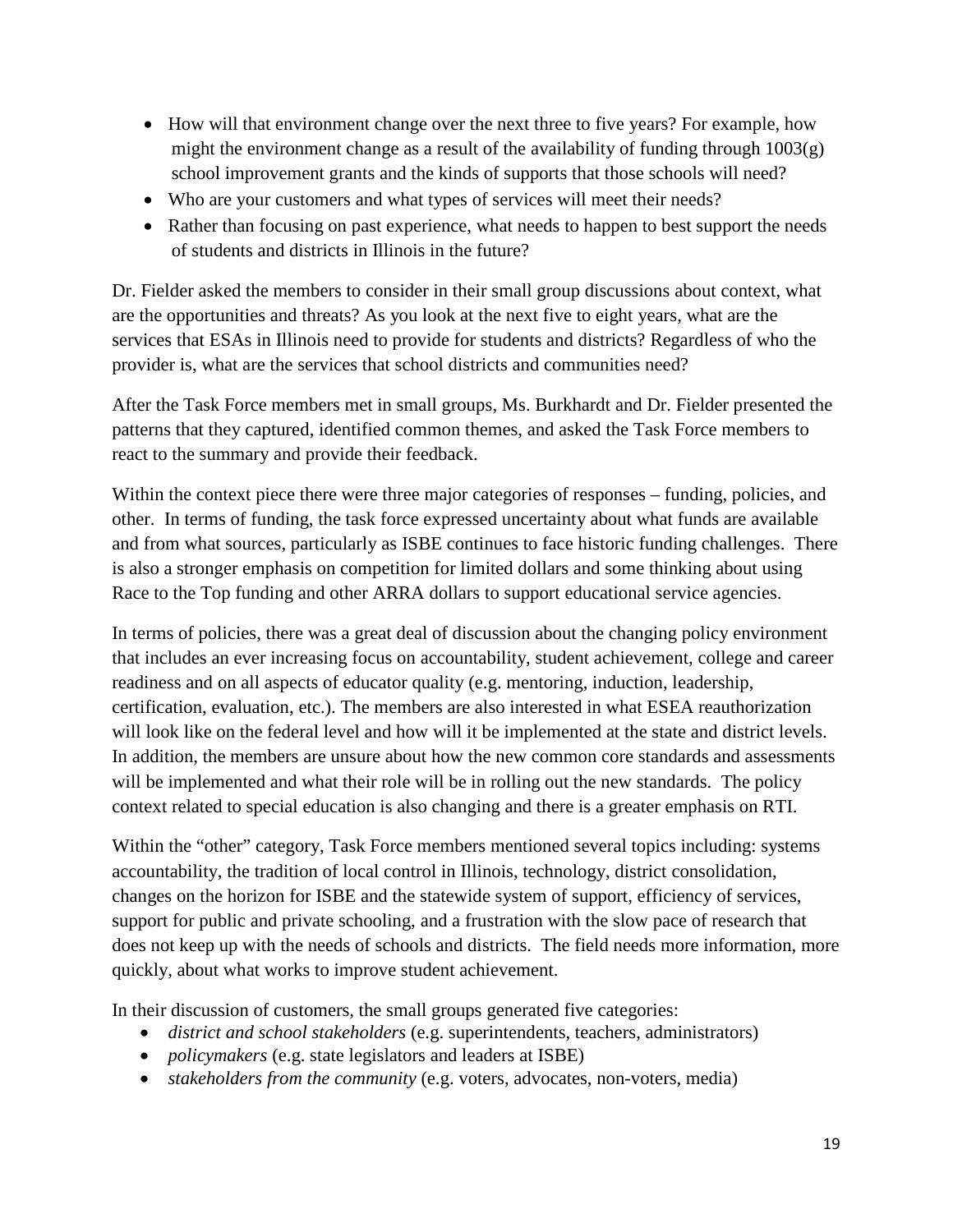- How will that environment change over the next three to five years? For example, how might the environment change as a result of the availability of funding through 1003(g) school improvement grants and the kinds of supports that those schools will need?
- Who are your customers and what types of services will meet their needs?
- Rather than focusing on past experience, what needs to happen to best support the needs of students and districts in Illinois in the future?

Dr. Fielder asked the members to consider in their small group discussions about context, what are the opportunities and threats? As you look at the next five to eight years, what are the services that ESAs in Illinois need to provide for students and districts? Regardless of who the provider is, what are the services that school districts and communities need?

After the Task Force members met in small groups, Ms. Burkhardt and Dr. Fielder presented the patterns that they captured, identified common themes, and asked the Task Force members to react to the summary and provide their feedback.

Within the context piece there were three major categories of responses – funding, policies, and other. In terms of funding, the task force expressed uncertainty about what funds are available and from what sources, particularly as ISBE continues to face historic funding challenges. There is also a stronger emphasis on competition for limited dollars and some thinking about using Race to the Top funding and other ARRA dollars to support educational service agencies.

In terms of policies, there was a great deal of discussion about the changing policy environment that includes an ever increasing focus on accountability, student achievement, college and career readiness and on all aspects of educator quality (e.g. mentoring, induction, leadership, certification, evaluation, etc.). The members are also interested in what ESEA reauthorization will look like on the federal level and how will it be implemented at the state and district levels. In addition, the members are unsure about how the new common core standards and assessments will be implemented and what their role will be in rolling out the new standards. The policy context related to special education is also changing and there is a greater emphasis on RTI.

Within the "other" category, Task Force members mentioned several topics including: systems accountability, the tradition of local control in Illinois, technology, district consolidation, changes on the horizon for ISBE and the statewide system of support, efficiency of services, support for public and private schooling, and a frustration with the slow pace of research that does not keep up with the needs of schools and districts. The field needs more information, more quickly, about what works to improve student achievement.

In their discussion of customers, the small groups generated five categories:

- *district and school stakeholders* (e.g. superintendents, teachers, administrators)
- *policymakers* (e.g. state legislators and leaders at ISBE)
- *stakeholders from the community* (e.g. voters, advocates, non-voters, media)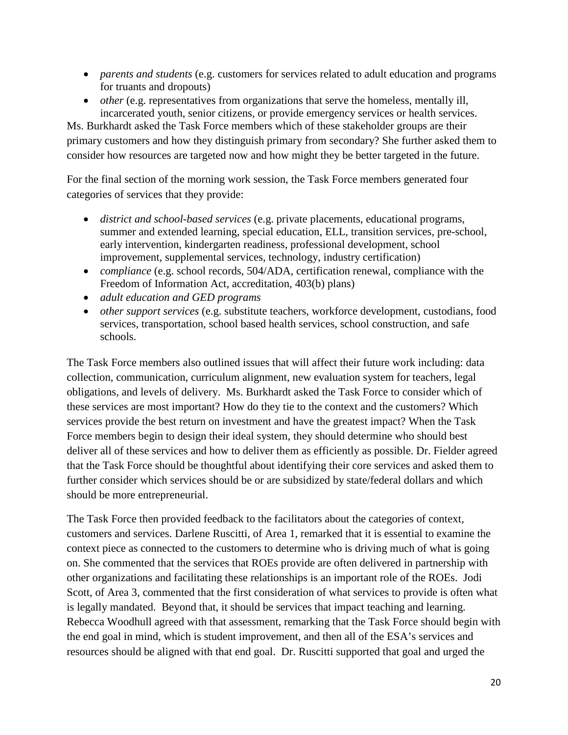- *parents and students* (e.g. customers for services related to adult education and programs for truants and dropouts)
- *other* (e.g. representatives from organizations that serve the homeless, mentally ill, incarcerated youth, senior citizens, or provide emergency services or health services.

Ms. Burkhardt asked the Task Force members which of these stakeholder groups are their primary customers and how they distinguish primary from secondary? She further asked them to consider how resources are targeted now and how might they be better targeted in the future.

For the final section of the morning work session, the Task Force members generated four categories of services that they provide:

- *district and school-based services* (e.g. private placements, educational programs, summer and extended learning, special education, ELL, transition services, pre-school, early intervention, kindergarten readiness, professional development, school improvement, supplemental services, technology, industry certification)
- *compliance* (e.g. school records, 504/ADA, certification renewal, compliance with the Freedom of Information Act, accreditation, 403(b) plans)
- *adult education and GED programs*
- *other support services* (e.g. substitute teachers, workforce development, custodians, food services, transportation, school based health services, school construction, and safe schools.

The Task Force members also outlined issues that will affect their future work including: data collection, communication, curriculum alignment, new evaluation system for teachers, legal obligations, and levels of delivery. Ms. Burkhardt asked the Task Force to consider which of these services are most important? How do they tie to the context and the customers? Which services provide the best return on investment and have the greatest impact? When the Task Force members begin to design their ideal system, they should determine who should best deliver all of these services and how to deliver them as efficiently as possible. Dr. Fielder agreed that the Task Force should be thoughtful about identifying their core services and asked them to further consider which services should be or are subsidized by state/federal dollars and which should be more entrepreneurial.

The Task Force then provided feedback to the facilitators about the categories of context, customers and services. Darlene Ruscitti, of Area 1, remarked that it is essential to examine the context piece as connected to the customers to determine who is driving much of what is going on. She commented that the services that ROEs provide are often delivered in partnership with other organizations and facilitating these relationships is an important role of the ROEs. Jodi Scott, of Area 3, commented that the first consideration of what services to provide is often what is legally mandated. Beyond that, it should be services that impact teaching and learning. Rebecca Woodhull agreed with that assessment, remarking that the Task Force should begin with the end goal in mind, which is student improvement, and then all of the ESA's services and resources should be aligned with that end goal. Dr. Ruscitti supported that goal and urged the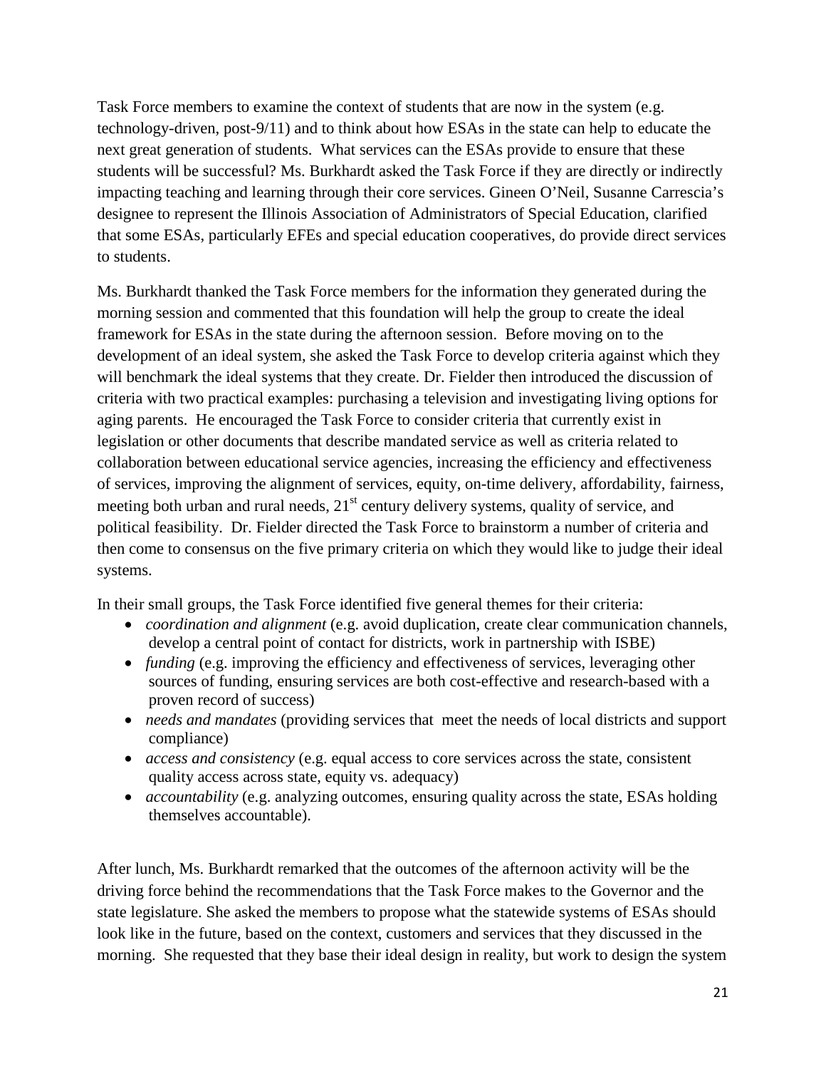Task Force members to examine the context of students that are now in the system (e.g. technology-driven, post-9/11) and to think about how ESAs in the state can help to educate the next great generation of students. What services can the ESAs provide to ensure that these students will be successful? Ms. Burkhardt asked the Task Force if they are directly or indirectly impacting teaching and learning through their core services. Gineen O'Neil, Susanne Carrescia's designee to represent the Illinois Association of Administrators of Special Education, clarified that some ESAs, particularly EFEs and special education cooperatives, do provide direct services to students.

Ms. Burkhardt thanked the Task Force members for the information they generated during the morning session and commented that this foundation will help the group to create the ideal framework for ESAs in the state during the afternoon session. Before moving on to the development of an ideal system, she asked the Task Force to develop criteria against which they will benchmark the ideal systems that they create. Dr. Fielder then introduced the discussion of criteria with two practical examples: purchasing a television and investigating living options for aging parents. He encouraged the Task Force to consider criteria that currently exist in legislation or other documents that describe mandated service as well as criteria related to collaboration between educational service agencies, increasing the efficiency and effectiveness of services, improving the alignment of services, equity, on-time delivery, affordability, fairness, meeting both urban and rural needs, 21st century delivery systems, quality of service, and political feasibility. Dr. Fielder directed the Task Force to brainstorm a number of criteria and then come to consensus on the five primary criteria on which they would like to judge their ideal systems.

In their small groups, the Task Force identified five general themes for their criteria:

- *coordination and alignment* (e.g. avoid duplication, create clear communication channels, develop a central point of contact for districts, work in partnership with ISBE)
- *funding* (e.g. improving the efficiency and effectiveness of services, leveraging other sources of funding, ensuring services are both cost-effective and research-based with a proven record of success)
- *needs and mandates* (providing services that meet the needs of local districts and support compliance)
- *access and consistency* (e.g. equal access to core services across the state, consistent quality access across state, equity vs. adequacy)
- *accountability* (e.g. analyzing outcomes, ensuring quality across the state, ESAs holding themselves accountable).

After lunch, Ms. Burkhardt remarked that the outcomes of the afternoon activity will be the driving force behind the recommendations that the Task Force makes to the Governor and the state legislature. She asked the members to propose what the statewide systems of ESAs should look like in the future, based on the context, customers and services that they discussed in the morning. She requested that they base their ideal design in reality, but work to design the system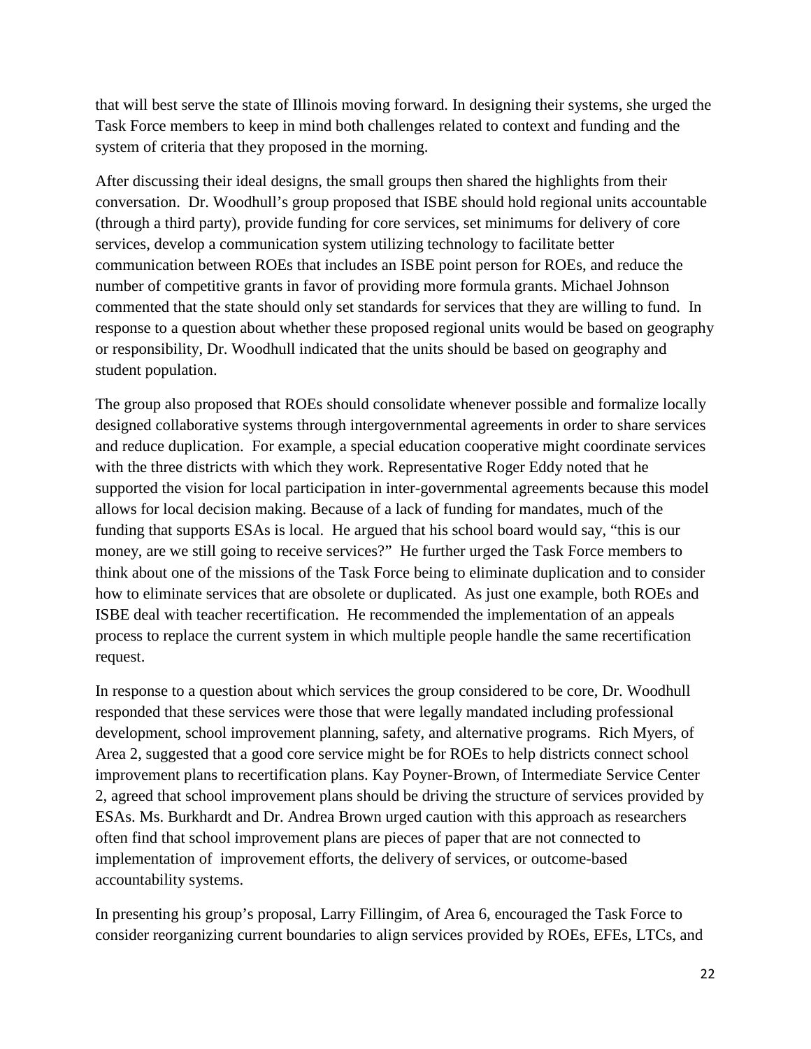that will best serve the state of Illinois moving forward. In designing their systems, she urged the Task Force members to keep in mind both challenges related to context and funding and the system of criteria that they proposed in the morning.

After discussing their ideal designs, the small groups then shared the highlights from their conversation. Dr. Woodhull's group proposed that ISBE should hold regional units accountable (through a third party), provide funding for core services, set minimums for delivery of core services, develop a communication system utilizing technology to facilitate better communication between ROEs that includes an ISBE point person for ROEs, and reduce the number of competitive grants in favor of providing more formula grants. Michael Johnson commented that the state should only set standards for services that they are willing to fund. In response to a question about whether these proposed regional units would be based on geography or responsibility, Dr. Woodhull indicated that the units should be based on geography and student population.

The group also proposed that ROEs should consolidate whenever possible and formalize locally designed collaborative systems through intergovernmental agreements in order to share services and reduce duplication. For example, a special education cooperative might coordinate services with the three districts with which they work. Representative Roger Eddy noted that he supported the vision for local participation in inter-governmental agreements because this model allows for local decision making. Because of a lack of funding for mandates, much of the funding that supports ESAs is local. He argued that his school board would say, "this is our money, are we still going to receive services?" He further urged the Task Force members to think about one of the missions of the Task Force being to eliminate duplication and to consider how to eliminate services that are obsolete or duplicated. As just one example, both ROEs and ISBE deal with teacher recertification. He recommended the implementation of an appeals process to replace the current system in which multiple people handle the same recertification request.

In response to a question about which services the group considered to be core, Dr. Woodhull responded that these services were those that were legally mandated including professional development, school improvement planning, safety, and alternative programs. Rich Myers, of Area 2, suggested that a good core service might be for ROEs to help districts connect school improvement plans to recertification plans. Kay Poyner-Brown, of Intermediate Service Center 2, agreed that school improvement plans should be driving the structure of services provided by ESAs. Ms. Burkhardt and Dr. Andrea Brown urged caution with this approach as researchers often find that school improvement plans are pieces of paper that are not connected to implementation of improvement efforts, the delivery of services, or outcome-based accountability systems.

In presenting his group's proposal, Larry Fillingim, of Area 6, encouraged the Task Force to consider reorganizing current boundaries to align services provided by ROEs, EFEs, LTCs, and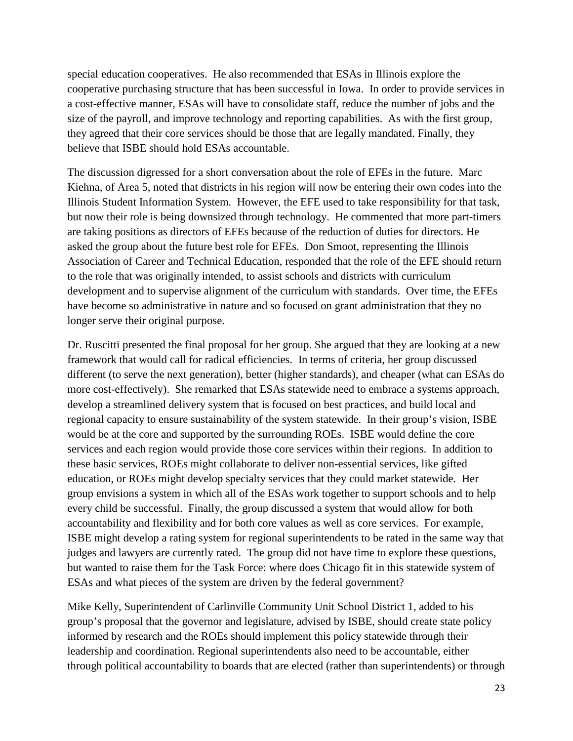special education cooperatives. He also recommended that ESAs in Illinois explore the cooperative purchasing structure that has been successful in Iowa. In order to provide services in a cost-effective manner, ESAs will have to consolidate staff, reduce the number of jobs and the size of the payroll, and improve technology and reporting capabilities. As with the first group, they agreed that their core services should be those that are legally mandated. Finally, they believe that ISBE should hold ESAs accountable.

The discussion digressed for a short conversation about the role of EFEs in the future. Marc Kiehna, of Area 5, noted that districts in his region will now be entering their own codes into the Illinois Student Information System. However, the EFE used to take responsibility for that task, but now their role is being downsized through technology. He commented that more part-timers are taking positions as directors of EFEs because of the reduction of duties for directors. He asked the group about the future best role for EFEs. Don Smoot, representing the Illinois Association of Career and Technical Education, responded that the role of the EFE should return to the role that was originally intended, to assist schools and districts with curriculum development and to supervise alignment of the curriculum with standards. Over time, the EFEs have become so administrative in nature and so focused on grant administration that they no longer serve their original purpose.

Dr. Ruscitti presented the final proposal for her group. She argued that they are looking at a new framework that would call for radical efficiencies. In terms of criteria, her group discussed different (to serve the next generation), better (higher standards), and cheaper (what can ESAs do more cost-effectively). She remarked that ESAs statewide need to embrace a systems approach, develop a streamlined delivery system that is focused on best practices, and build local and regional capacity to ensure sustainability of the system statewide. In their group's vision, ISBE would be at the core and supported by the surrounding ROEs. ISBE would define the core services and each region would provide those core services within their regions. In addition to these basic services, ROEs might collaborate to deliver non-essential services, like gifted education, or ROEs might develop specialty services that they could market statewide. Her group envisions a system in which all of the ESAs work together to support schools and to help every child be successful. Finally, the group discussed a system that would allow for both accountability and flexibility and for both core values as well as core services. For example, ISBE might develop a rating system for regional superintendents to be rated in the same way that judges and lawyers are currently rated. The group did not have time to explore these questions, but wanted to raise them for the Task Force: where does Chicago fit in this statewide system of ESAs and what pieces of the system are driven by the federal government?

Mike Kelly, Superintendent of Carlinville Community Unit School District 1, added to his group's proposal that the governor and legislature, advised by ISBE, should create state policy informed by research and the ROEs should implement this policy statewide through their leadership and coordination. Regional superintendents also need to be accountable, either through political accountability to boards that are elected (rather than superintendents) or through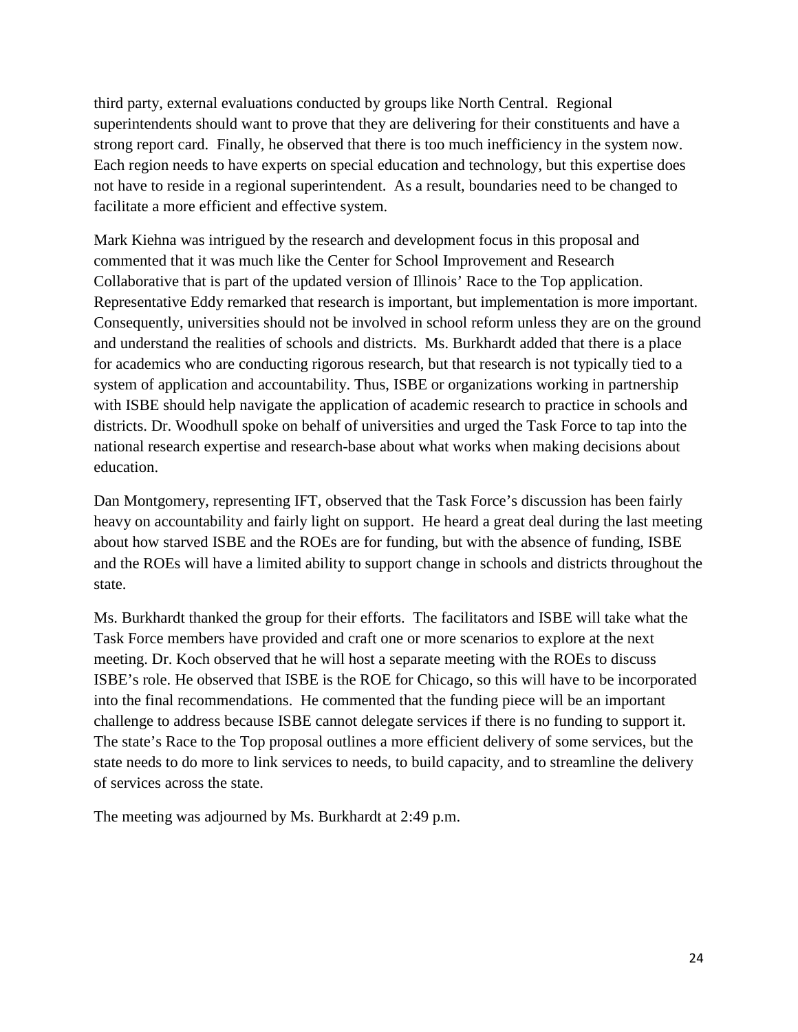third party, external evaluations conducted by groups like North Central. Regional superintendents should want to prove that they are delivering for their constituents and have a strong report card. Finally, he observed that there is too much inefficiency in the system now. Each region needs to have experts on special education and technology, but this expertise does not have to reside in a regional superintendent. As a result, boundaries need to be changed to facilitate a more efficient and effective system.

Mark Kiehna was intrigued by the research and development focus in this proposal and commented that it was much like the Center for School Improvement and Research Collaborative that is part of the updated version of Illinois' Race to the Top application. Representative Eddy remarked that research is important, but implementation is more important. Consequently, universities should not be involved in school reform unless they are on the ground and understand the realities of schools and districts. Ms. Burkhardt added that there is a place for academics who are conducting rigorous research, but that research is not typically tied to a system of application and accountability. Thus, ISBE or organizations working in partnership with ISBE should help navigate the application of academic research to practice in schools and districts. Dr. Woodhull spoke on behalf of universities and urged the Task Force to tap into the national research expertise and research-base about what works when making decisions about education.

Dan Montgomery, representing IFT, observed that the Task Force's discussion has been fairly heavy on accountability and fairly light on support. He heard a great deal during the last meeting about how starved ISBE and the ROEs are for funding, but with the absence of funding, ISBE and the ROEs will have a limited ability to support change in schools and districts throughout the state.

Ms. Burkhardt thanked the group for their efforts. The facilitators and ISBE will take what the Task Force members have provided and craft one or more scenarios to explore at the next meeting. Dr. Koch observed that he will host a separate meeting with the ROEs to discuss ISBE's role. He observed that ISBE is the ROE for Chicago, so this will have to be incorporated into the final recommendations. He commented that the funding piece will be an important challenge to address because ISBE cannot delegate services if there is no funding to support it. The state's Race to the Top proposal outlines a more efficient delivery of some services, but the state needs to do more to link services to needs, to build capacity, and to streamline the delivery of services across the state.

The meeting was adjourned by Ms. Burkhardt at 2:49 p.m.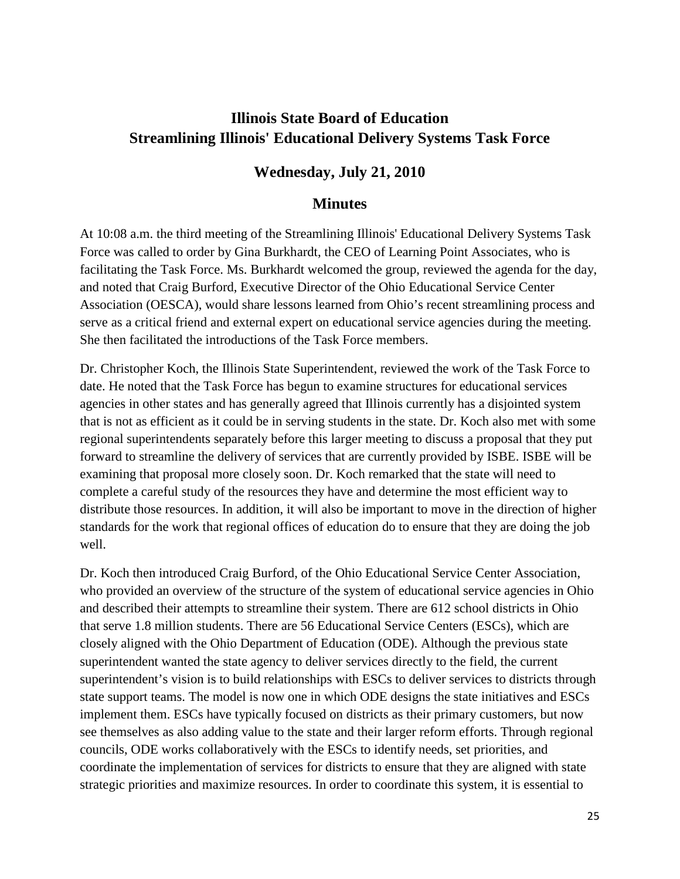# Illinois State Board of Education
# Streamlining Illinois' Educational Delivery Systems Task Force

## Wednesday, July 21, 2010

## Minutes

At 10:08 a.m. the third meeting of the Streamlining Illinois' Educational Delivery Systems Task Force was called to order by Gina Burkhardt, the CEO of Learning Point Associates, who is facilitating the Task Force. Ms. Burkhardt welcomed the group, reviewed the agenda for the day, and noted that Craig Burford, Executive Director of the Ohio Educational Service Center Association (OESCA), would share lessons learned from Ohio's recent streamlining process and serve as a critical friend and external expert on educational service agencies during the meeting. She then facilitated the introductions of the Task Force members.

Dr. Christopher Koch, the Illinois State Superintendent, reviewed the work of the Task Force to date. He noted that the Task Force has begun to examine structures for educational services agencies in other states and has generally agreed that Illinois currently has a disjointed system that is not as efficient as it could be in serving students in the state. Dr. Koch also met with some regional superintendents separately before this larger meeting to discuss a proposal that they put forward to streamline the delivery of services that are currently provided by ISBE. ISBE will be examining that proposal more closely soon. Dr. Koch remarked that the state will need to complete a careful study of the resources they have and determine the most efficient way to distribute those resources. In addition, it will also be important to move in the direction of higher standards for the work that regional offices of education do to ensure that they are doing the job well.

Dr. Koch then introduced Craig Burford, of the Ohio Educational Service Center Association, who provided an overview of the structure of the system of educational service agencies in Ohio and described their attempts to streamline their system. There are 612 school districts in Ohio that serve 1.8 million students. There are 56 Educational Service Centers (ESCs), which are closely aligned with the Ohio Department of Education (ODE). Although the previous state superintendent wanted the state agency to deliver services directly to the field, the current superintendent's vision is to build relationships with ESCs to deliver services to districts through state support teams. The model is now one in which ODE designs the state initiatives and ESCs implement them. ESCs have typically focused on districts as their primary customers, but now see themselves as also adding value to the state and their larger reform efforts. Through regional councils, ODE works collaboratively with the ESCs to identify needs, set priorities, and coordinate the implementation of services for districts to ensure that they are aligned with state strategic priorities and maximize resources. In order to coordinate this system, it is essential to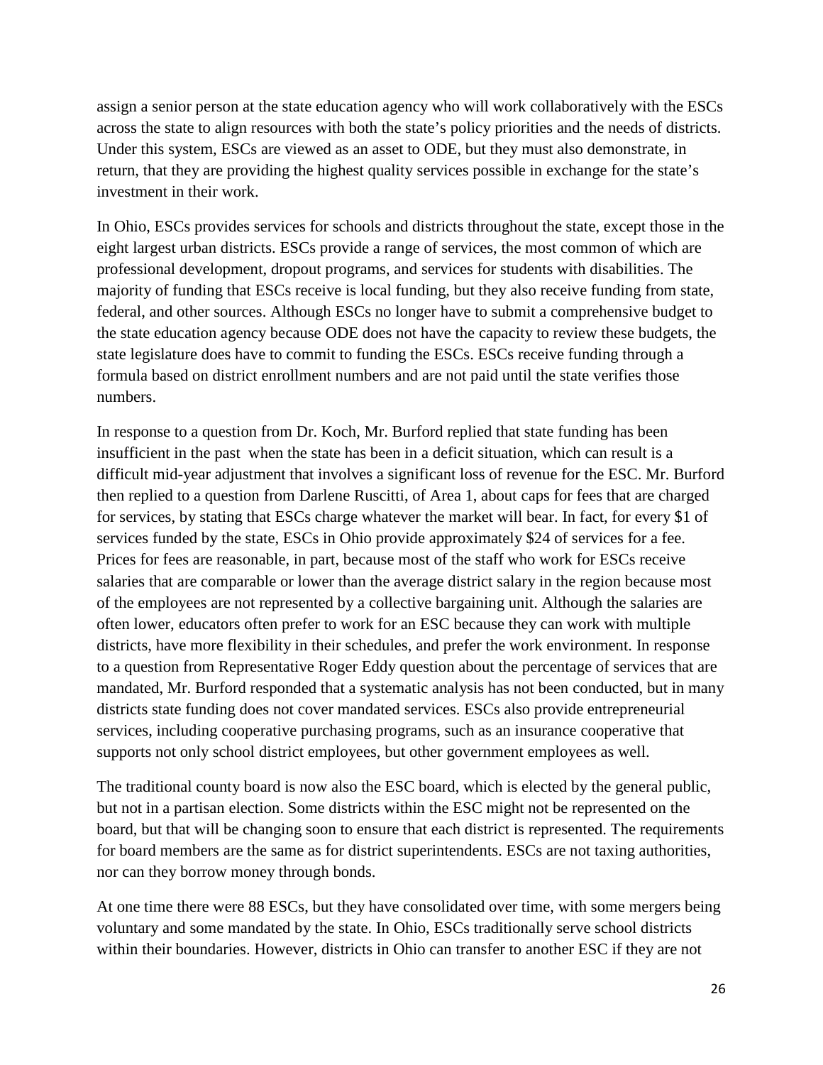assign a senior person at the state education agency who will work collaboratively with the ESCs across the state to align resources with both the state's policy priorities and the needs of districts. Under this system, ESCs are viewed as an asset to ODE, but they must also demonstrate, in return, that they are providing the highest quality services possible in exchange for the state's investment in their work.

In Ohio, ESCs provides services for schools and districts throughout the state, except those in the eight largest urban districts. ESCs provide a range of services, the most common of which are professional development, dropout programs, and services for students with disabilities. The majority of funding that ESCs receive is local funding, but they also receive funding from state, federal, and other sources. Although ESCs no longer have to submit a comprehensive budget to the state education agency because ODE does not have the capacity to review these budgets, the state legislature does have to commit to funding the ESCs. ESCs receive funding through a formula based on district enrollment numbers and are not paid until the state verifies those numbers.

In response to a question from Dr. Koch, Mr. Burford replied that state funding has been insufficient in the past when the state has been in a deficit situation, which can result is a difficult mid-year adjustment that involves a significant loss of revenue for the ESC. Mr. Burford then replied to a question from Darlene Ruscitti, of Area 1, about caps for fees that are charged for services, by stating that ESCs charge whatever the market will bear. In fact, for every $1 of services funded by the state, ESCs in Ohio provide approximately $24 of services for a fee. Prices for fees are reasonable, in part, because most of the staff who work for ESCs receive salaries that are comparable or lower than the average district salary in the region because most of the employees are not represented by a collective bargaining unit. Although the salaries are often lower, educators often prefer to work for an ESC because they can work with multiple districts, have more flexibility in their schedules, and prefer the work environment. In response to a question from Representative Roger Eddy question about the percentage of services that are mandated, Mr. Burford responded that a systematic analysis has not been conducted, but in many districts state funding does not cover mandated services. ESCs also provide entrepreneurial services, including cooperative purchasing programs, such as an insurance cooperative that supports not only school district employees, but other government employees as well.

The traditional county board is now also the ESC board, which is elected by the general public, but not in a partisan election. Some districts within the ESC might not be represented on the board, but that will be changing soon to ensure that each district is represented. The requirements for board members are the same as for district superintendents. ESCs are not taxing authorities, nor can they borrow money through bonds.

At one time there were 88 ESCs, but they have consolidated over time, with some mergers being voluntary and some mandated by the state. In Ohio, ESCs traditionally serve school districts within their boundaries. However, districts in Ohio can transfer to another ESC if they are not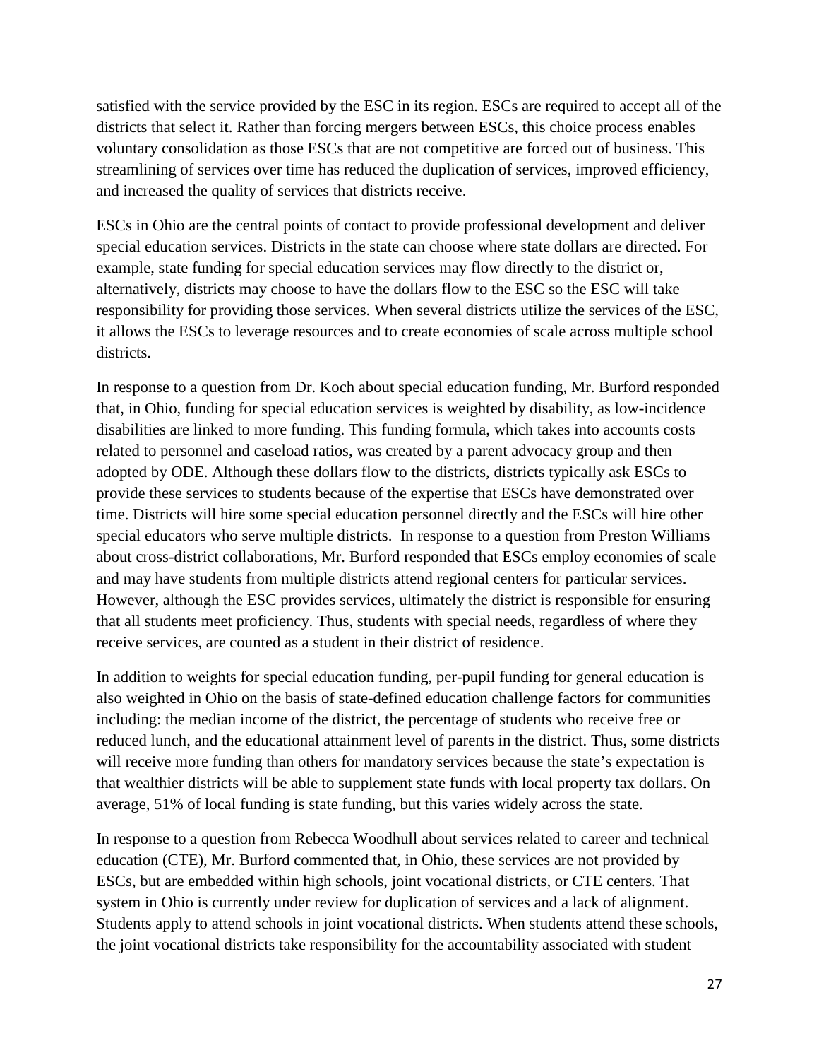satisfied with the service provided by the ESC in its region. ESCs are required to accept all of the districts that select it. Rather than forcing mergers between ESCs, this choice process enables voluntary consolidation as those ESCs that are not competitive are forced out of business. This streamlining of services over time has reduced the duplication of services, improved efficiency, and increased the quality of services that districts receive.

ESCs in Ohio are the central points of contact to provide professional development and deliver special education services. Districts in the state can choose where state dollars are directed. For example, state funding for special education services may flow directly to the district or, alternatively, districts may choose to have the dollars flow to the ESC so the ESC will take responsibility for providing those services. When several districts utilize the services of the ESC, it allows the ESCs to leverage resources and to create economies of scale across multiple school districts.

In response to a question from Dr. Koch about special education funding, Mr. Burford responded that, in Ohio, funding for special education services is weighted by disability, as low-incidence disabilities are linked to more funding. This funding formula, which takes into accounts costs related to personnel and caseload ratios, was created by a parent advocacy group and then adopted by ODE. Although these dollars flow to the districts, districts typically ask ESCs to provide these services to students because of the expertise that ESCs have demonstrated over time. Districts will hire some special education personnel directly and the ESCs will hire other special educators who serve multiple districts. In response to a question from Preston Williams about cross-district collaborations, Mr. Burford responded that ESCs employ economies of scale and may have students from multiple districts attend regional centers for particular services. However, although the ESC provides services, ultimately the district is responsible for ensuring that all students meet proficiency. Thus, students with special needs, regardless of where they receive services, are counted as a student in their district of residence.

In addition to weights for special education funding, per-pupil funding for general education is also weighted in Ohio on the basis of state-defined education challenge factors for communities including: the median income of the district, the percentage of students who receive free or reduced lunch, and the educational attainment level of parents in the district. Thus, some districts will receive more funding than others for mandatory services because the state's expectation is that wealthier districts will be able to supplement state funds with local property tax dollars. On average, 51% of local funding is state funding, but this varies widely across the state.

In response to a question from Rebecca Woodhull about services related to career and technical education (CTE), Mr. Burford commented that, in Ohio, these services are not provided by ESCs, but are embedded within high schools, joint vocational districts, or CTE centers. That system in Ohio is currently under review for duplication of services and a lack of alignment. Students apply to attend schools in joint vocational districts. When students attend these schools, the joint vocational districts take responsibility for the accountability associated with student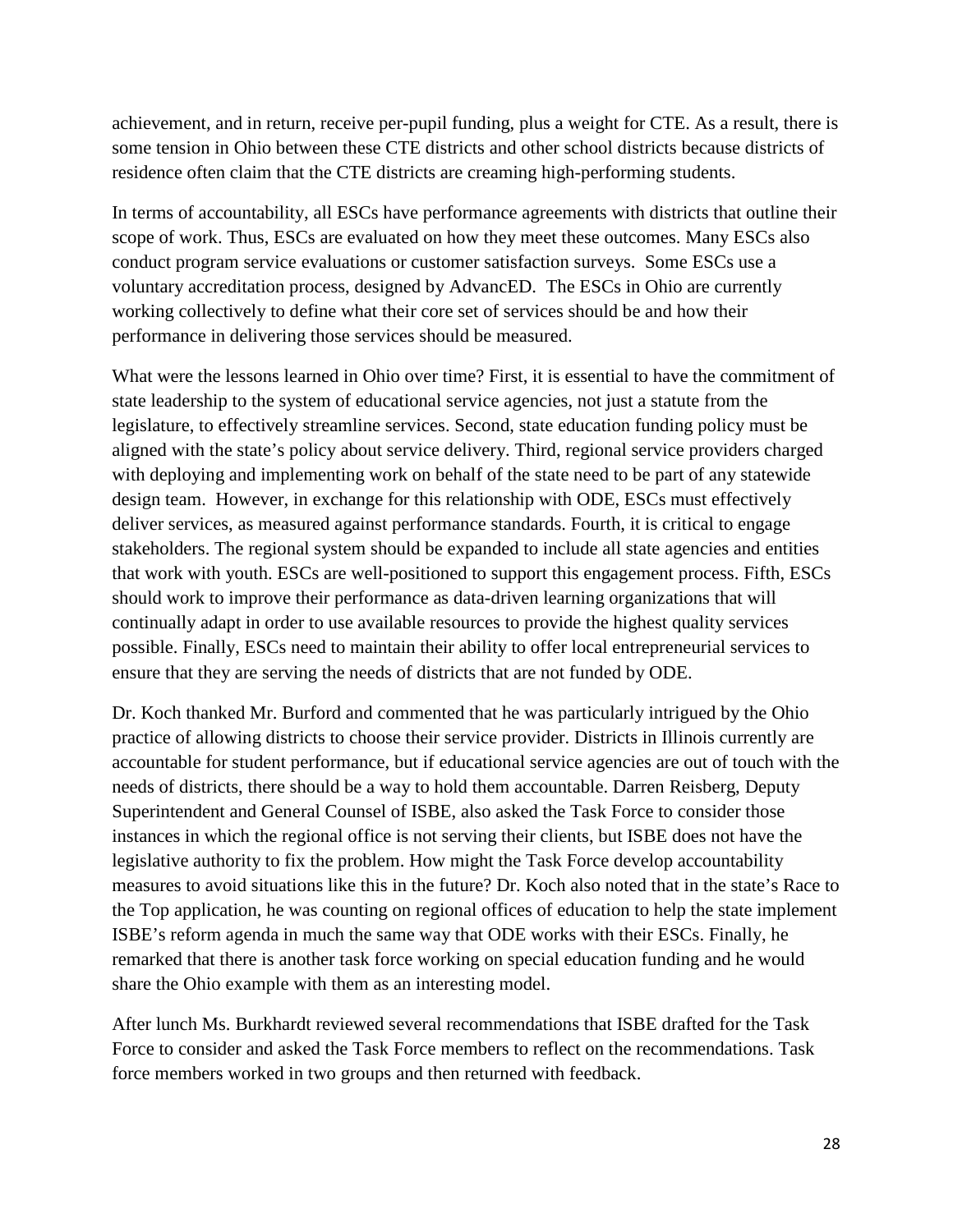achievement, and in return, receive per-pupil funding, plus a weight for CTE. As a result, there is some tension in Ohio between these CTE districts and other school districts because districts of residence often claim that the CTE districts are creaming high-performing students.

In terms of accountability, all ESCs have performance agreements with districts that outline their scope of work. Thus, ESCs are evaluated on how they meet these outcomes. Many ESCs also conduct program service evaluations or customer satisfaction surveys. Some ESCs use a voluntary accreditation process, designed by AdvancED. The ESCs in Ohio are currently working collectively to define what their core set of services should be and how their performance in delivering those services should be measured.

What were the lessons learned in Ohio over time? First, it is essential to have the commitment of state leadership to the system of educational service agencies, not just a statute from the legislature, to effectively streamline services. Second, state education funding policy must be aligned with the state's policy about service delivery. Third, regional service providers charged with deploying and implementing work on behalf of the state need to be part of any statewide design team. However, in exchange for this relationship with ODE, ESCs must effectively deliver services, as measured against performance standards. Fourth, it is critical to engage stakeholders. The regional system should be expanded to include all state agencies and entities that work with youth. ESCs are well-positioned to support this engagement process. Fifth, ESCs should work to improve their performance as data-driven learning organizations that will continually adapt in order to use available resources to provide the highest quality services possible. Finally, ESCs need to maintain their ability to offer local entrepreneurial services to ensure that they are serving the needs of districts that are not funded by ODE.

Dr. Koch thanked Mr. Burford and commented that he was particularly intrigued by the Ohio practice of allowing districts to choose their service provider. Districts in Illinois currently are accountable for student performance, but if educational service agencies are out of touch with the needs of districts, there should be a way to hold them accountable. Darren Reisberg, Deputy Superintendent and General Counsel of ISBE, also asked the Task Force to consider those instances in which the regional office is not serving their clients, but ISBE does not have the legislative authority to fix the problem. How might the Task Force develop accountability measures to avoid situations like this in the future? Dr. Koch also noted that in the state's Race to the Top application, he was counting on regional offices of education to help the state implement ISBE's reform agenda in much the same way that ODE works with their ESCs. Finally, he remarked that there is another task force working on special education funding and he would share the Ohio example with them as an interesting model.

After lunch Ms. Burkhardt reviewed several recommendations that ISBE drafted for the Task Force to consider and asked the Task Force members to reflect on the recommendations. Task force members worked in two groups and then returned with feedback.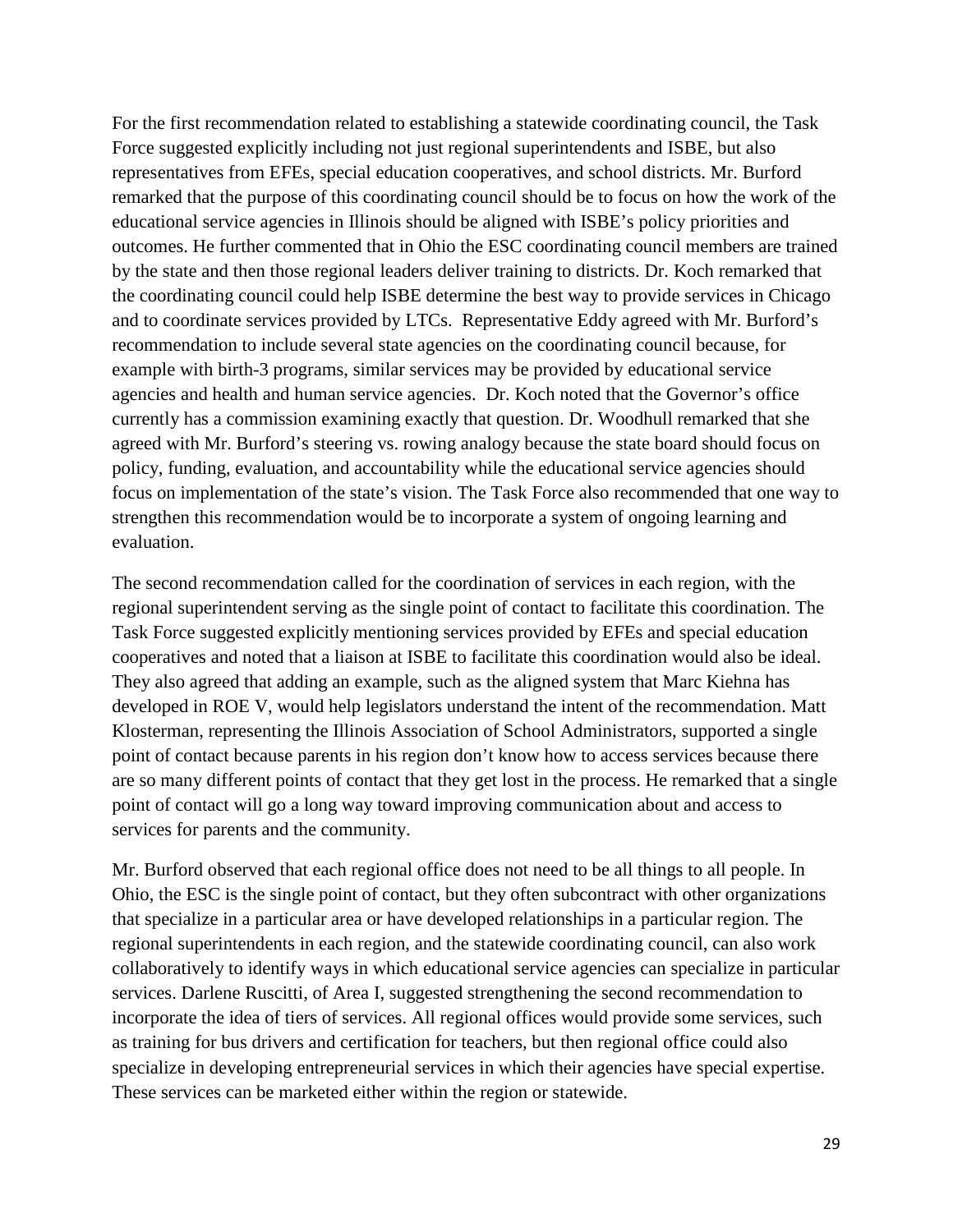For the first recommendation related to establishing a statewide coordinating council, the Task Force suggested explicitly including not just regional superintendents and ISBE, but also representatives from EFEs, special education cooperatives, and school districts. Mr. Burford remarked that the purpose of this coordinating council should be to focus on how the work of the educational service agencies in Illinois should be aligned with ISBE's policy priorities and outcomes. He further commented that in Ohio the ESC coordinating council members are trained by the state and then those regional leaders deliver training to districts. Dr. Koch remarked that the coordinating council could help ISBE determine the best way to provide services in Chicago and to coordinate services provided by LTCs.  Representative Eddy agreed with Mr. Burford's recommendation to include several state agencies on the coordinating council because, for example with birth-3 programs, similar services may be provided by educational service agencies and health and human service agencies.  Dr. Koch noted that the Governor's office currently has a commission examining exactly that question. Dr. Woodhull remarked that she agreed with Mr. Burford's steering vs. rowing analogy because the state board should focus on policy, funding, evaluation, and accountability while the educational service agencies should focus on implementation of the state's vision. The Task Force also recommended that one way to strengthen this recommendation would be to incorporate a system of ongoing learning and evaluation.

The second recommendation called for the coordination of services in each region, with the regional superintendent serving as the single point of contact to facilitate this coordination. The Task Force suggested explicitly mentioning services provided by EFEs and special education cooperatives and noted that a liaison at ISBE to facilitate this coordination would also be ideal. They also agreed that adding an example, such as the aligned system that Marc Kiehna has developed in ROE V, would help legislators understand the intent of the recommendation. Matt Klosterman, representing the Illinois Association of School Administrators, supported a single point of contact because parents in his region don't know how to access services because there are so many different points of contact that they get lost in the process. He remarked that a single point of contact will go a long way toward improving communication about and access to services for parents and the community.

Mr. Burford observed that each regional office does not need to be all things to all people. In Ohio, the ESC is the single point of contact, but they often subcontract with other organizations that specialize in a particular area or have developed relationships in a particular region. The regional superintendents in each region, and the statewide coordinating council, can also work collaboratively to identify ways in which educational service agencies can specialize in particular services. Darlene Ruscitti, of Area I, suggested strengthening the second recommendation to incorporate the idea of tiers of services. All regional offices would provide some services, such as training for bus drivers and certification for teachers, but then regional office could also specialize in developing entrepreneurial services in which their agencies have special expertise. These services can be marketed either within the region or statewide.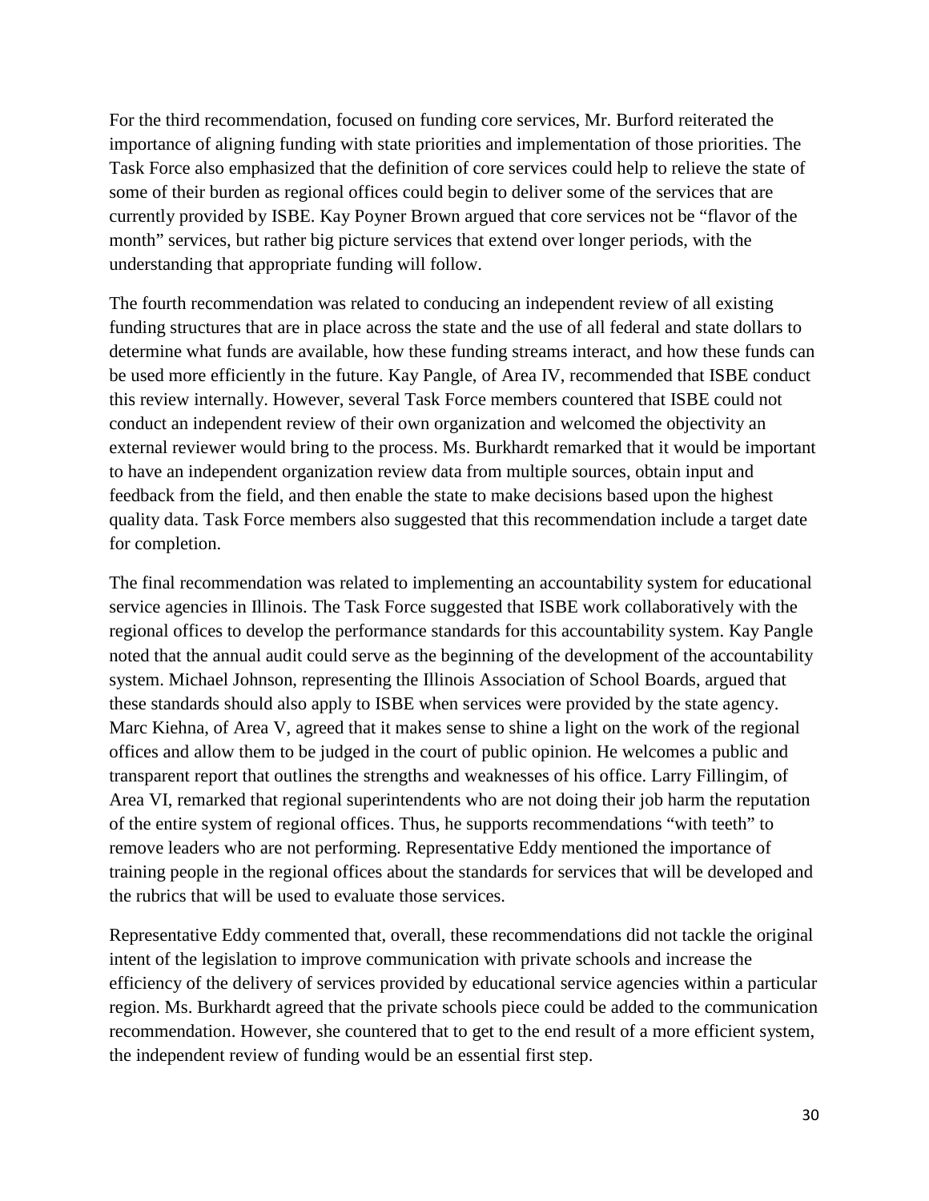For the third recommendation, focused on funding core services, Mr. Burford reiterated the importance of aligning funding with state priorities and implementation of those priorities. The Task Force also emphasized that the definition of core services could help to relieve the state of some of their burden as regional offices could begin to deliver some of the services that are currently provided by ISBE. Kay Poyner Brown argued that core services not be "flavor of the month" services, but rather big picture services that extend over longer periods, with the understanding that appropriate funding will follow.

The fourth recommendation was related to conducing an independent review of all existing funding structures that are in place across the state and the use of all federal and state dollars to determine what funds are available, how these funding streams interact, and how these funds can be used more efficiently in the future. Kay Pangle, of Area IV, recommended that ISBE conduct this review internally. However, several Task Force members countered that ISBE could not conduct an independent review of their own organization and welcomed the objectivity an external reviewer would bring to the process. Ms. Burkhardt remarked that it would be important to have an independent organization review data from multiple sources, obtain input and feedback from the field, and then enable the state to make decisions based upon the highest quality data. Task Force members also suggested that this recommendation include a target date for completion.

The final recommendation was related to implementing an accountability system for educational service agencies in Illinois. The Task Force suggested that ISBE work collaboratively with the regional offices to develop the performance standards for this accountability system. Kay Pangle noted that the annual audit could serve as the beginning of the development of the accountability system. Michael Johnson, representing the Illinois Association of School Boards, argued that these standards should also apply to ISBE when services were provided by the state agency. Marc Kiehna, of Area V, agreed that it makes sense to shine a light on the work of the regional offices and allow them to be judged in the court of public opinion. He welcomes a public and transparent report that outlines the strengths and weaknesses of his office. Larry Fillingim, of Area VI, remarked that regional superintendents who are not doing their job harm the reputation of the entire system of regional offices. Thus, he supports recommendations "with teeth" to remove leaders who are not performing. Representative Eddy mentioned the importance of training people in the regional offices about the standards for services that will be developed and the rubrics that will be used to evaluate those services.

Representative Eddy commented that, overall, these recommendations did not tackle the original intent of the legislation to improve communication with private schools and increase the efficiency of the delivery of services provided by educational service agencies within a particular region. Ms. Burkhardt agreed that the private schools piece could be added to the communication recommendation. However, she countered that to get to the end result of a more efficient system, the independent review of funding would be an essential first step.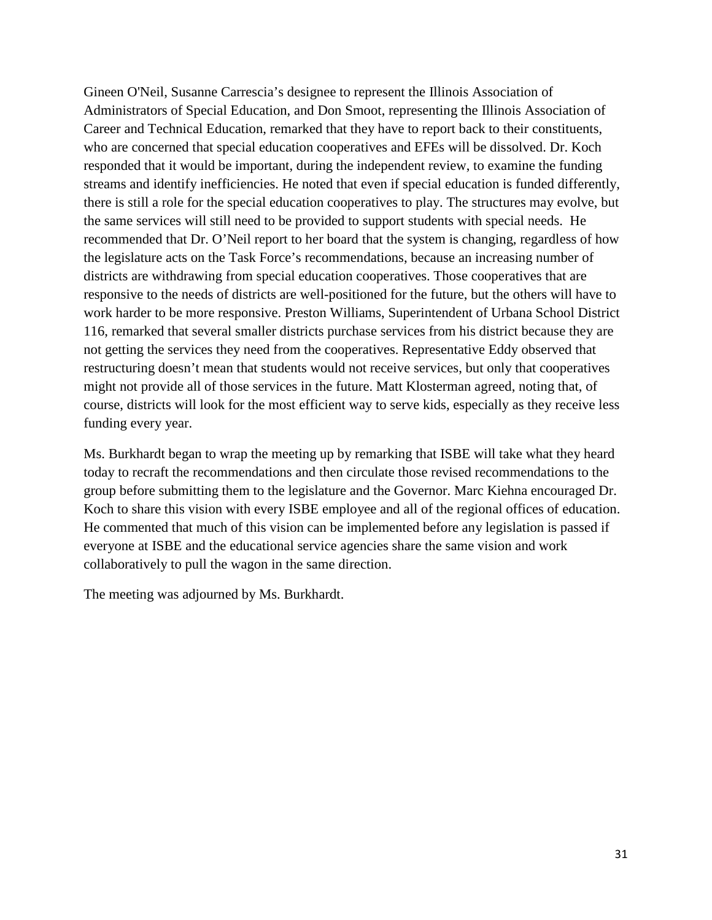Gineen O'Neil, Susanne Carrescia's designee to represent the Illinois Association of Administrators of Special Education, and Don Smoot, representing the Illinois Association of Career and Technical Education, remarked that they have to report back to their constituents, who are concerned that special education cooperatives and EFEs will be dissolved. Dr. Koch responded that it would be important, during the independent review, to examine the funding streams and identify inefficiencies. He noted that even if special education is funded differently, there is still a role for the special education cooperatives to play. The structures may evolve, but the same services will still need to be provided to support students with special needs. He recommended that Dr. O'Neil report to her board that the system is changing, regardless of how the legislature acts on the Task Force's recommendations, because an increasing number of districts are withdrawing from special education cooperatives. Those cooperatives that are responsive to the needs of districts are well-positioned for the future, but the others will have to work harder to be more responsive. Preston Williams, Superintendent of Urbana School District 116, remarked that several smaller districts purchase services from his district because they are not getting the services they need from the cooperatives. Representative Eddy observed that restructuring doesn't mean that students would not receive services, but only that cooperatives might not provide all of those services in the future. Matt Klosterman agreed, noting that, of course, districts will look for the most efficient way to serve kids, especially as they receive less funding every year.

Ms. Burkhardt began to wrap the meeting up by remarking that ISBE will take what they heard today to recraft the recommendations and then circulate those revised recommendations to the group before submitting them to the legislature and the Governor. Marc Kiehna encouraged Dr. Koch to share this vision with every ISBE employee and all of the regional offices of education. He commented that much of this vision can be implemented before any legislation is passed if everyone at ISBE and the educational service agencies share the same vision and work collaboratively to pull the wagon in the same direction.

The meeting was adjourned by Ms. Burkhardt.